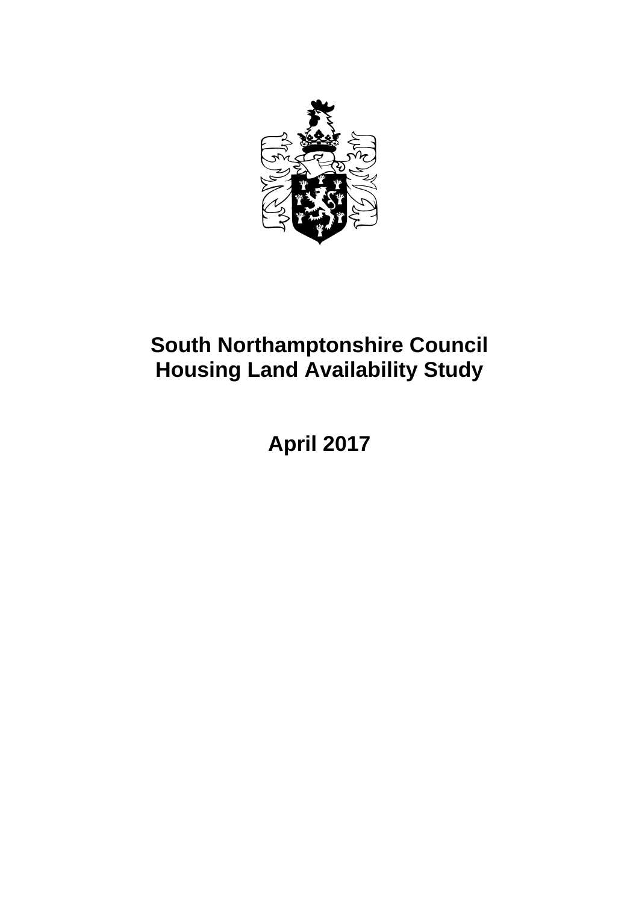# South Northamptonshire Council
# Housing Land Availability Study

## April 2017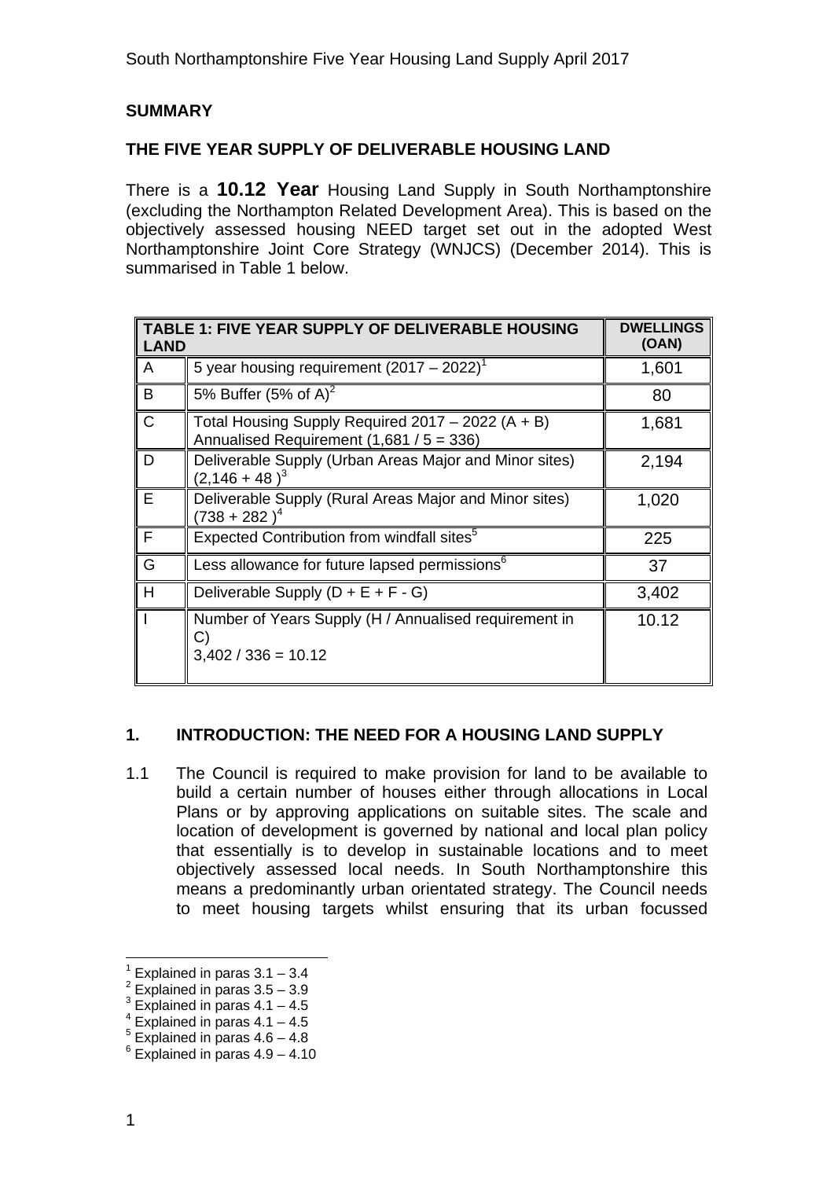## SUMMARY

### THE FIVE YEAR SUPPLY OF DELIVERABLE HOUSING LAND

There is a **10.12 Year** Housing Land Supply in South Northamptonshire (excluding the Northampton Related Development Area). This is based on the objectively assessed housing NEED target set out in the adopted West Northamptonshire Joint Core Strategy (WNJCS) (December 2014). This is summarised in Table 1 below.

| **TABLE 1: FIVE YEAR SUPPLY OF DELIVERABLE HOUSING LAND** | | **DWELLINGS (OAN)** |
|---|---|---|
| A | 5 year housing requirement (2017 – 2022)[1] | 1,601 |
| B | 5% Buffer (5% of A)[2] | 80 |
| C | Total Housing Supply Required 2017 – 2022 (A + B) Annualised Requirement (1,681 / 5 = 336) | 1,681 |
| D | Deliverable Supply (Urban Areas Major and Minor sites) (2,146 + 48 )[3] | 2,194 |
| E | Deliverable Supply (Rural Areas Major and Minor sites) (738 + 282 )[4] | 1,020 |
| F | Expected Contribution from windfall sites[5] | 225 |
| G | Less allowance for future lapsed permissions[6] | 37 |
| H | Deliverable Supply (D + E + F - G) | 3,402 |
| I | Number of Years Supply (H / Annualised requirement in C) 3,402 / 336 = 10.12 | 10.12 |

## 1. INTRODUCTION: THE NEED FOR A HOUSING LAND SUPPLY

1.1 The Council is required to make provision for land to be available to build a certain number of houses either through allocations in Local Plans or by approving applications on suitable sites. The scale and location of development is governed by national and local plan policy that essentially is to develop in sustainable locations and to meet objectively assessed local needs. In South Northamptonshire this means a predominantly urban orientated strategy. The Council needs to meet housing targets whilst ensuring that its urban focussed

[1] Explained in paras 3.1 – 3.4
[2] Explained in paras 3.5 – 3.9
[3] Explained in paras 4.1 – 4.5
[4] Explained in paras 4.1 – 4.5
[5] Explained in paras 4.6 – 4.8
[6] Explained in paras 4.9 – 4.10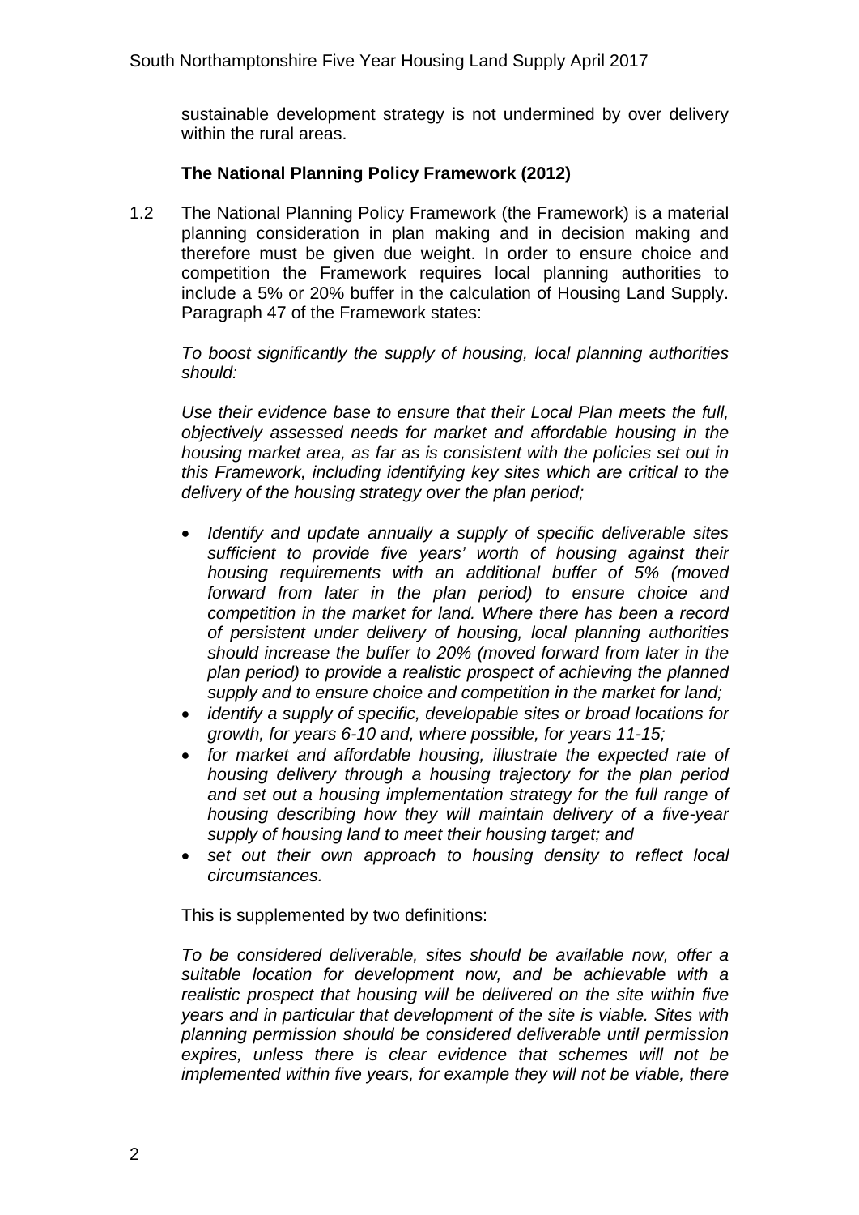sustainable development strategy is not undermined by over delivery within the rural areas.

### The National Planning Policy Framework (2012)

1.2 The National Planning Policy Framework (the Framework) is a material planning consideration in plan making and in decision making and therefore must be given due weight. In order to ensure choice and competition the Framework requires local planning authorities to include a 5% or 20% buffer in the calculation of Housing Land Supply. Paragraph 47 of the Framework states:

*To boost significantly the supply of housing, local planning authorities should:*

*Use their evidence base to ensure that their Local Plan meets the full, objectively assessed needs for market and affordable housing in the housing market area, as far as is consistent with the policies set out in this Framework, including identifying key sites which are critical to the delivery of the housing strategy over the plan period;*

- *Identify and update annually a supply of specific deliverable sites sufficient to provide five years' worth of housing against their housing requirements with an additional buffer of 5% (moved forward from later in the plan period) to ensure choice and competition in the market for land. Where there has been a record of persistent under delivery of housing, local planning authorities should increase the buffer to 20% (moved forward from later in the plan period) to provide a realistic prospect of achieving the planned supply and to ensure choice and competition in the market for land;*
- *identify a supply of specific, developable sites or broad locations for growth, for years 6-10 and, where possible, for years 11-15;*
- *for market and affordable housing, illustrate the expected rate of housing delivery through a housing trajectory for the plan period and set out a housing implementation strategy for the full range of housing describing how they will maintain delivery of a five-year supply of housing land to meet their housing target; and*
- *set out their own approach to housing density to reflect local circumstances.*

This is supplemented by two definitions:

*To be considered deliverable, sites should be available now, offer a suitable location for development now, and be achievable with a realistic prospect that housing will be delivered on the site within five years and in particular that development of the site is viable. Sites with planning permission should be considered deliverable until permission expires, unless there is clear evidence that schemes will not be implemented within five years, for example they will not be viable, there*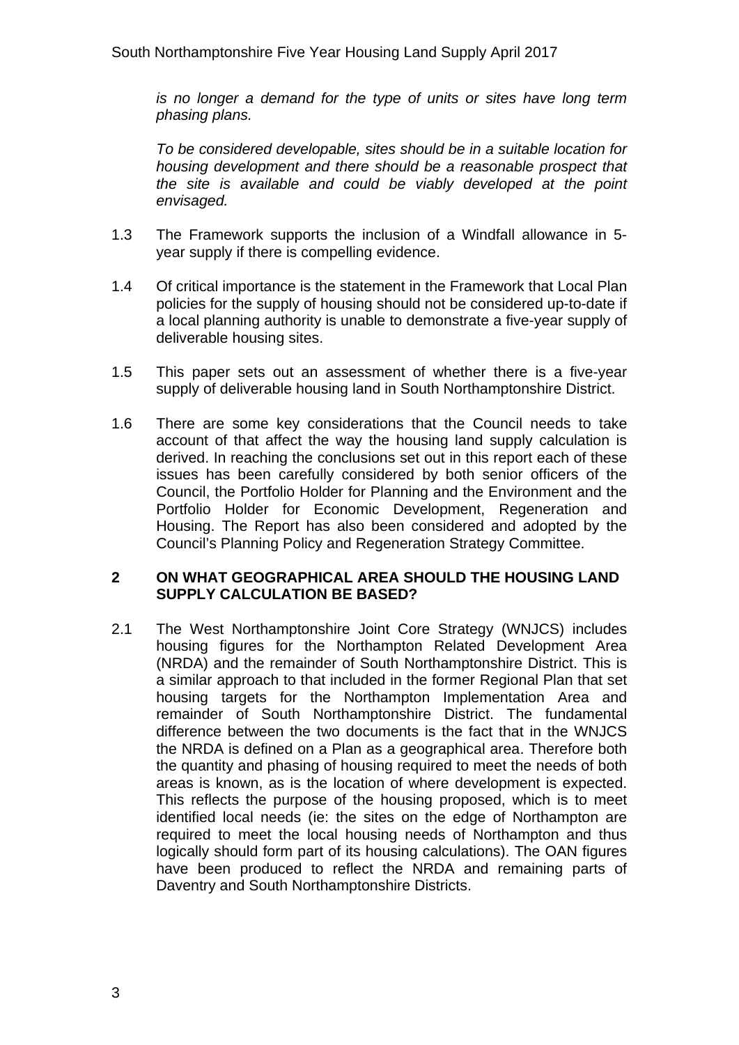*is no longer a demand for the type of units or sites have long term phasing plans.*

*To be considered developable, sites should be in a suitable location for housing development and there should be a reasonable prospect that the site is available and could be viably developed at the point envisaged.*

1.3 The Framework supports the inclusion of a Windfall allowance in 5-year supply if there is compelling evidence.

1.4 Of critical importance is the statement in the Framework that Local Plan policies for the supply of housing should not be considered up-to-date if a local planning authority is unable to demonstrate a five-year supply of deliverable housing sites.

1.5 This paper sets out an assessment of whether there is a five-year supply of deliverable housing land in South Northamptonshire District.

1.6 There are some key considerations that the Council needs to take account of that affect the way the housing land supply calculation is derived. In reaching the conclusions set out in this report each of these issues has been carefully considered by both senior officers of the Council, the Portfolio Holder for Planning and the Environment and the Portfolio Holder for Economic Development, Regeneration and Housing. The Report has also been considered and adopted by the Council's Planning Policy and Regeneration Strategy Committee.

## 2 ON WHAT GEOGRAPHICAL AREA SHOULD THE HOUSING LAND SUPPLY CALCULATION BE BASED?

2.1 The West Northamptonshire Joint Core Strategy (WNJCS) includes housing figures for the Northampton Related Development Area (NRDA) and the remainder of South Northamptonshire District. This is a similar approach to that included in the former Regional Plan that set housing targets for the Northampton Implementation Area and remainder of South Northamptonshire District. The fundamental difference between the two documents is the fact that in the WNJCS the NRDA is defined on a Plan as a geographical area. Therefore both the quantity and phasing of housing required to meet the needs of both areas is known, as is the location of where development is expected. This reflects the purpose of the housing proposed, which is to meet identified local needs (ie: the sites on the edge of Northampton are required to meet the local housing needs of Northampton and thus logically should form part of its housing calculations). The OAN figures have been produced to reflect the NRDA and remaining parts of Daventry and South Northamptonshire Districts.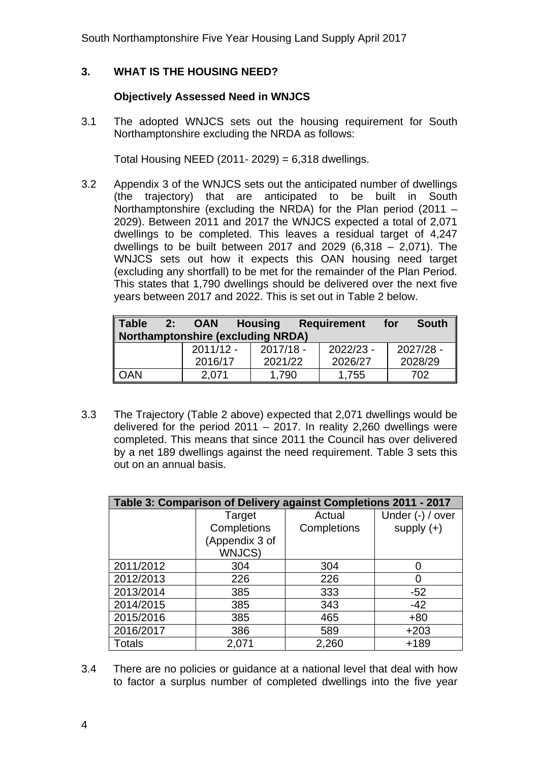## 3. WHAT IS THE HOUSING NEED?

### Objectively Assessed Need in WNJCS

3.1 The adopted WNJCS sets out the housing requirement for South Northamptonshire excluding the NRDA as follows:

Total Housing NEED (2011- 2029) = 6,318 dwellings.

3.2 Appendix 3 of the WNJCS sets out the anticipated number of dwellings (the trajectory) that are anticipated to be built in South Northamptonshire (excluding the NRDA) for the Plan period (2011 – 2029). Between 2011 and 2017 the WNJCS expected a total of 2,071 dwellings to be completed. This leaves a residual target of 4,247 dwellings to be built between 2017 and 2029 (6,318 – 2,071). The WNJCS sets out how it expects this OAN housing need target (excluding any shortfall) to be met for the remainder of the Plan Period. This states that 1,790 dwellings should be delivered over the next five years between 2017 and 2022. This is set out in Table 2 below.

**Table 2: OAN Housing Requirement for South Northamptonshire (excluding NRDA)**

| | 2011/12 - 2016/17 | 2017/18 - 2021/22 | 2022/23 - 2026/27 | 2027/28 - 2028/29 |
|---|---|---|---|---|
| OAN | 2,071 | 1,790 | 1,755 | 702 |

3.3 The Trajectory (Table 2 above) expected that 2,071 dwellings would be delivered for the period 2011 – 2017. In reality 2,260 dwellings were completed. This means that since 2011 the Council has over delivered by a net 189 dwellings against the need requirement. Table 3 sets this out on an annual basis.

**Table 3: Comparison of Delivery against Completions 2011 - 2017**

| | Target Completions (Appendix 3 of WNJCS) | Actual Completions | Under (-) / over supply (+) |
|---|---|---|---|
| 2011/2012 | 304 | 304 | 0 |
| 2012/2013 | 226 | 226 | 0 |
| 2013/2014 | 385 | 333 | -52 |
| 2014/2015 | 385 | 343 | -42 |
| 2015/2016 | 385 | 465 | +80 |
| 2016/2017 | 386 | 589 | +203 |
| Totals | 2,071 | 2,260 | +189 |

3.4 There are no policies or guidance at a national level that deal with how to factor a surplus number of completed dwellings into the five year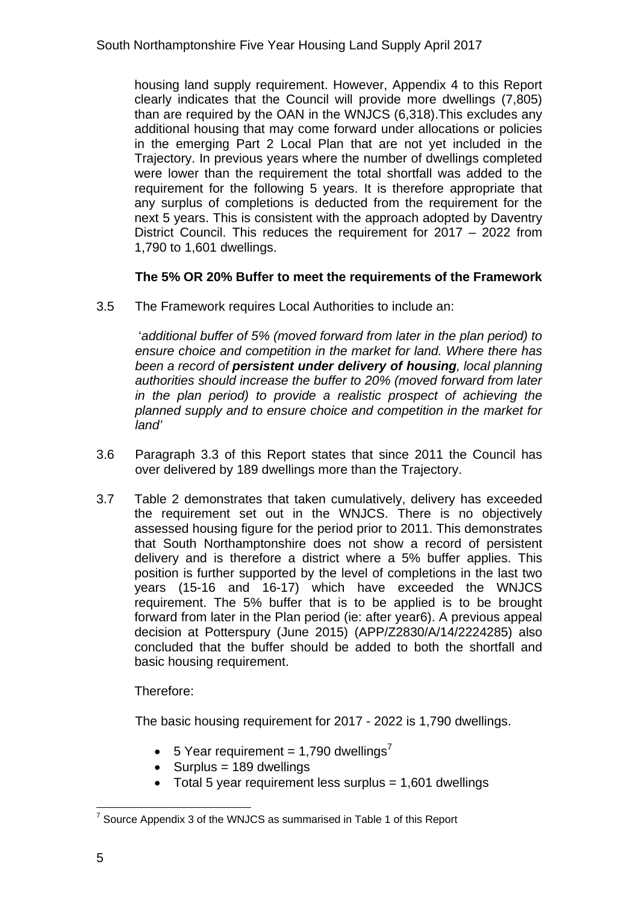housing land supply requirement. However, Appendix 4 to this Report clearly indicates that the Council will provide more dwellings (7,805) than are required by the OAN in the WNJCS (6,318).This excludes any additional housing that may come forward under allocations or policies in the emerging Part 2 Local Plan that are not yet included in the Trajectory. In previous years where the number of dwellings completed were lower than the requirement the total shortfall was added to the requirement for the following 5 years. It is therefore appropriate that any surplus of completions is deducted from the requirement for the next 5 years. This is consistent with the approach adopted by Daventry District Council. This reduces the requirement for 2017 – 2022 from 1,790 to 1,601 dwellings.

**The 5% OR 20% Buffer to meet the requirements of the Framework**

3.5 The Framework requires Local Authorities to include an:

'*additional buffer of 5% (moved forward from later in the plan period) to ensure choice and competition in the market for land. Where there has been a record of* ***persistent under delivery of housing****, local planning authorities should increase the buffer to 20% (moved forward from later in the plan period) to provide a realistic prospect of achieving the planned supply and to ensure choice and competition in the market for land'*

3.6 Paragraph 3.3 of this Report states that since 2011 the Council has over delivered by 189 dwellings more than the Trajectory.

3.7 Table 2 demonstrates that taken cumulatively, delivery has exceeded the requirement set out in the WNJCS. There is no objectively assessed housing figure for the period prior to 2011. This demonstrates that South Northamptonshire does not show a record of persistent delivery and is therefore a district where a 5% buffer applies. This position is further supported by the level of completions in the last two years (15-16 and 16-17) which have exceeded the WNJCS requirement. The 5% buffer that is to be applied is to be brought forward from later in the Plan period (ie: after year6). A previous appeal decision at Potterspury (June 2015) (APP/Z2830/A/14/2224285) also concluded that the buffer should be added to both the shortfall and basic housing requirement.

Therefore:

The basic housing requirement for 2017 - 2022 is 1,790 dwellings.

- 5 Year requirement = 1,790 dwellings[7]
- Surplus = 189 dwellings
- Total 5 year requirement less surplus = 1,601 dwellings

[7] Source Appendix 3 of the WNJCS as summarised in Table 1 of this Report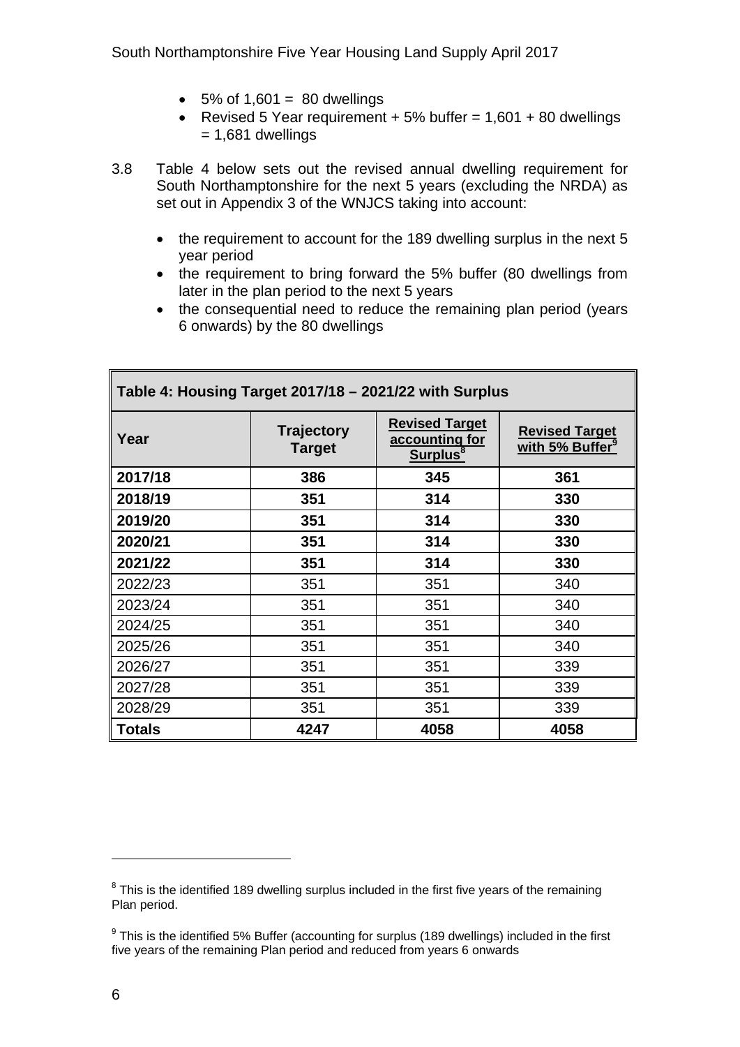- 5% of 1,601 = 80 dwellings
- Revised 5 Year requirement + 5% buffer = 1,601 + 80 dwellings = 1,681 dwellings

3.8 Table 4 below sets out the revised annual dwelling requirement for South Northamptonshire for the next 5 years (excluding the NRDA) as set out in Appendix 3 of the WNJCS taking into account:

- the requirement to account for the 189 dwelling surplus in the next 5 year period
- the requirement to bring forward the 5% buffer (80 dwellings from later in the plan period to the next 5 years
- the consequential need to reduce the remaining plan period (years 6 onwards) by the 80 dwellings

| Table 4: Housing Target 2017/18 – 2021/22 with Surplus | | | |
|---|---|---|---|
| **Year** | **Trajectory Target** | **Revised Target accounting for Surplus[8]** | **Revised Target with 5% Buffer[9]** |
| **2017/18** | **386** | **345** | **361** |
| **2018/19** | **351** | **314** | **330** |
| **2019/20** | **351** | **314** | **330** |
| **2020/21** | **351** | **314** | **330** |
| **2021/22** | **351** | **314** | **330** |
| 2022/23 | 351 | 351 | 340 |
| 2023/24 | 351 | 351 | 340 |
| 2024/25 | 351 | 351 | 340 |
| 2025/26 | 351 | 351 | 340 |
| 2026/27 | 351 | 351 | 339 |
| 2027/28 | 351 | 351 | 339 |
| 2028/29 | 351 | 351 | 339 |
| **Totals** | **4247** | **4058** | **4058** |

[8] This is the identified 189 dwelling surplus included in the first five years of the remaining Plan period.

[9] This is the identified 5% Buffer (accounting for surplus (189 dwellings) included in the first five years of the remaining Plan period and reduced from years 6 onwards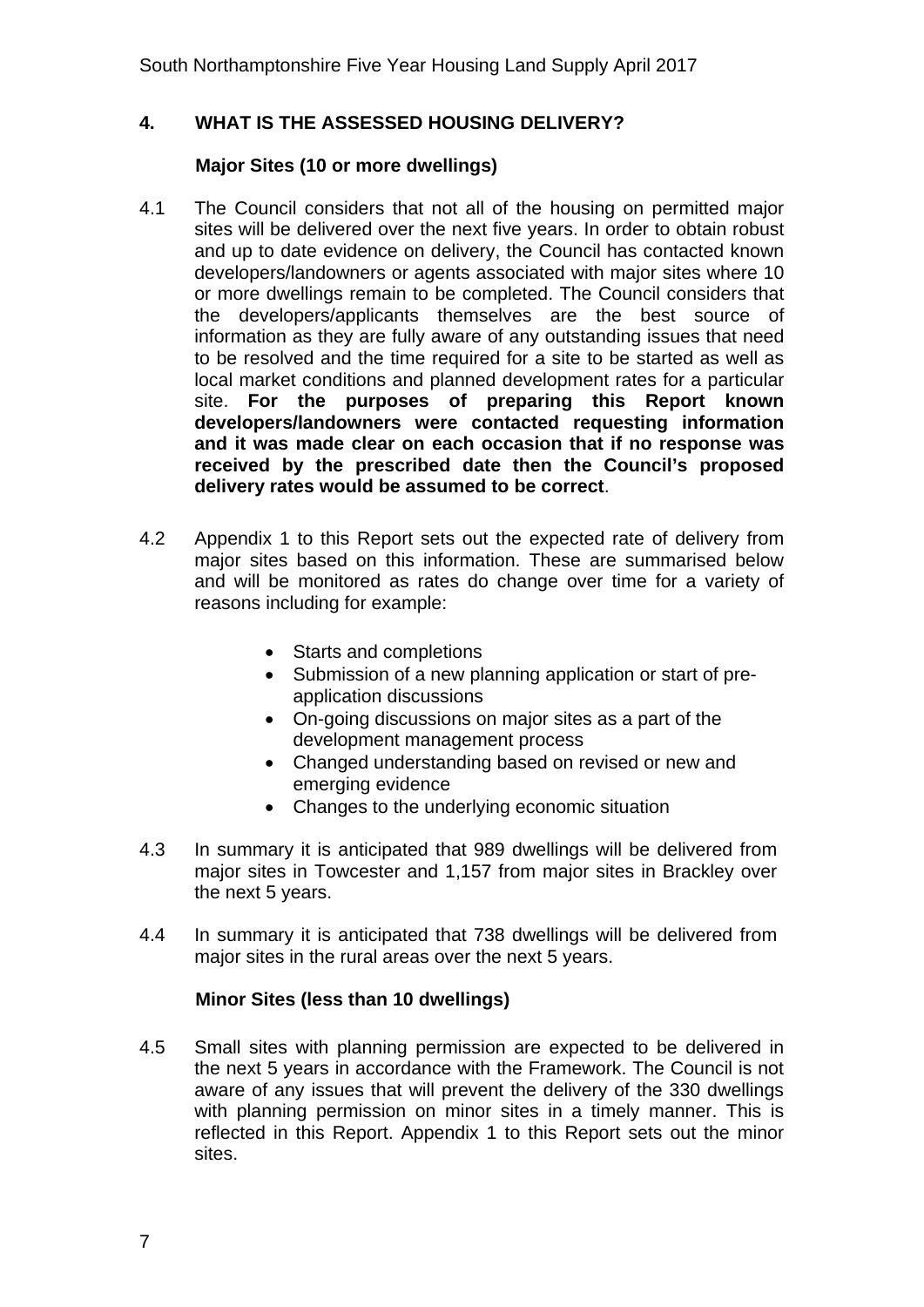## 4. WHAT IS THE ASSESSED HOUSING DELIVERY?

### Major Sites (10 or more dwellings)

4.1 The Council considers that not all of the housing on permitted major sites will be delivered over the next five years. In order to obtain robust and up to date evidence on delivery, the Council has contacted known developers/landowners or agents associated with major sites where 10 or more dwellings remain to be completed. The Council considers that the developers/applicants themselves are the best source of information as they are fully aware of any outstanding issues that need to be resolved and the time required for a site to be started as well as local market conditions and planned development rates for a particular site. **For the purposes of preparing this Report known developers/landowners were contacted requesting information and it was made clear on each occasion that if no response was received by the prescribed date then the Council's proposed delivery rates would be assumed to be correct**.

4.2 Appendix 1 to this Report sets out the expected rate of delivery from major sites based on this information. These are summarised below and will be monitored as rates do change over time for a variety of reasons including for example:

- Starts and completions
- Submission of a new planning application or start of pre-application discussions
- On-going discussions on major sites as a part of the development management process
- Changed understanding based on revised or new and emerging evidence
- Changes to the underlying economic situation

4.3 In summary it is anticipated that 989 dwellings will be delivered from major sites in Towcester and 1,157 from major sites in Brackley over the next 5 years.

4.4 In summary it is anticipated that 738 dwellings will be delivered from major sites in the rural areas over the next 5 years.

### Minor Sites (less than 10 dwellings)

4.5 Small sites with planning permission are expected to be delivered in the next 5 years in accordance with the Framework. The Council is not aware of any issues that will prevent the delivery of the 330 dwellings with planning permission on minor sites in a timely manner. This is reflected in this Report. Appendix 1 to this Report sets out the minor sites.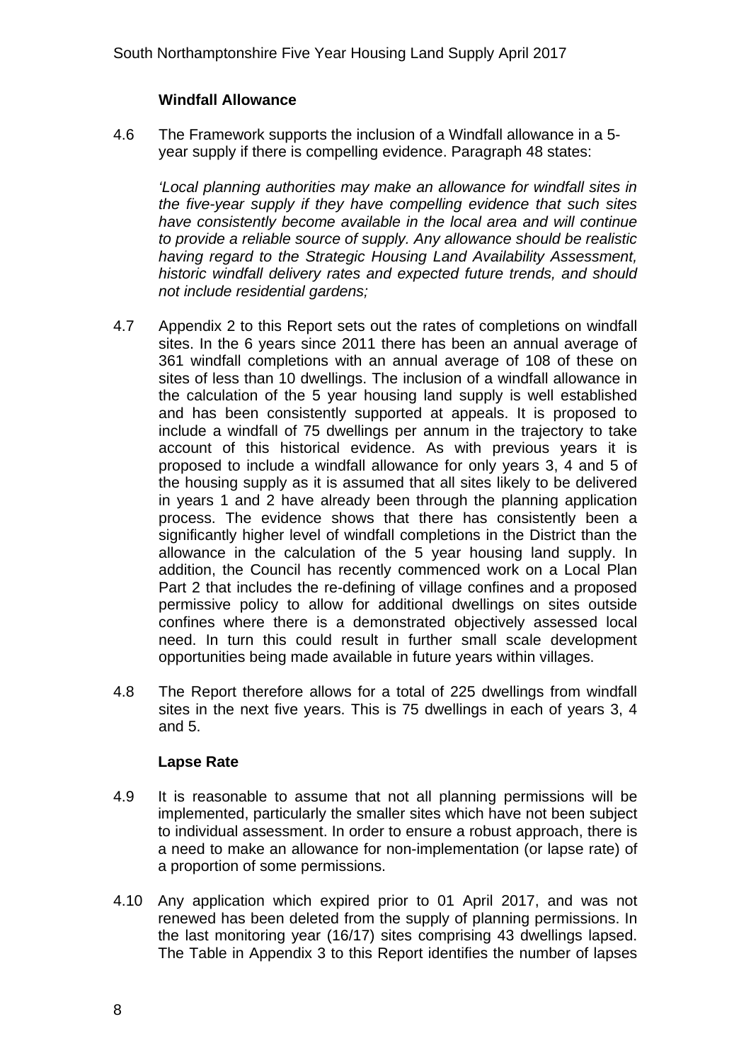### Windfall Allowance

4.6 The Framework supports the inclusion of a Windfall allowance in a 5-year supply if there is compelling evidence. Paragraph 48 states:

*'Local planning authorities may make an allowance for windfall sites in the five-year supply if they have compelling evidence that such sites have consistently become available in the local area and will continue to provide a reliable source of supply. Any allowance should be realistic having regard to the Strategic Housing Land Availability Assessment, historic windfall delivery rates and expected future trends, and should not include residential gardens;*

4.7 Appendix 2 to this Report sets out the rates of completions on windfall sites. In the 6 years since 2011 there has been an annual average of 361 windfall completions with an annual average of 108 of these on sites of less than 10 dwellings. The inclusion of a windfall allowance in the calculation of the 5 year housing land supply is well established and has been consistently supported at appeals. It is proposed to include a windfall of 75 dwellings per annum in the trajectory to take account of this historical evidence. As with previous years it is proposed to include a windfall allowance for only years 3, 4 and 5 of the housing supply as it is assumed that all sites likely to be delivered in years 1 and 2 have already been through the planning application process. The evidence shows that there has consistently been a significantly higher level of windfall completions in the District than the allowance in the calculation of the 5 year housing land supply. In addition, the Council has recently commenced work on a Local Plan Part 2 that includes the re-defining of village confines and a proposed permissive policy to allow for additional dwellings on sites outside confines where there is a demonstrated objectively assessed local need. In turn this could result in further small scale development opportunities being made available in future years within villages.

4.8 The Report therefore allows for a total of 225 dwellings from windfall sites in the next five years. This is 75 dwellings in each of years 3, 4 and 5.

### Lapse Rate

4.9 It is reasonable to assume that not all planning permissions will be implemented, particularly the smaller sites which have not been subject to individual assessment. In order to ensure a robust approach, there is a need to make an allowance for non-implementation (or lapse rate) of a proportion of some permissions.

4.10 Any application which expired prior to 01 April 2017, and was not renewed has been deleted from the supply of planning permissions. In the last monitoring year (16/17) sites comprising 43 dwellings lapsed. The Table in Appendix 3 to this Report identifies the number of lapses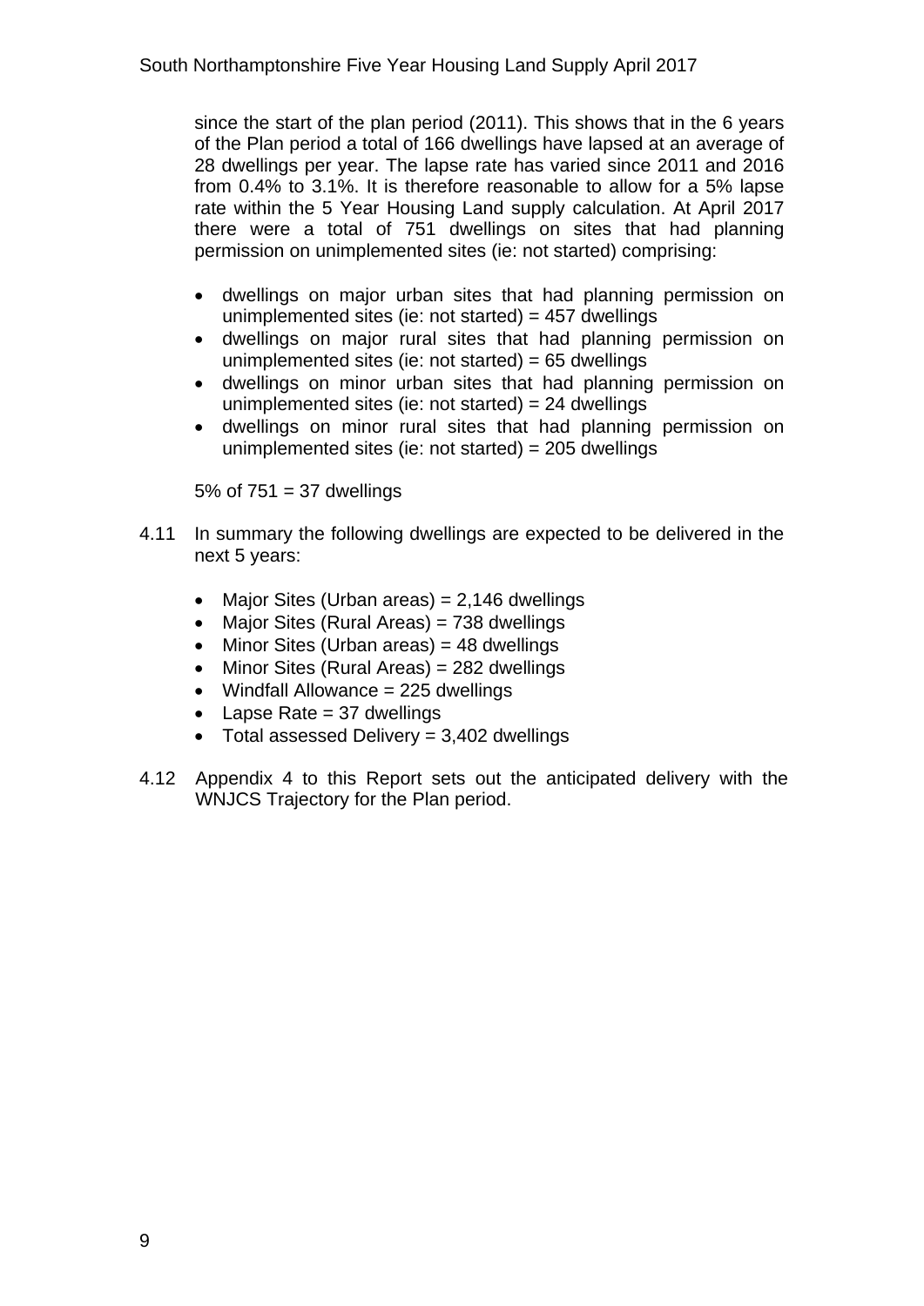since the start of the plan period (2011). This shows that in the 6 years of the Plan period a total of 166 dwellings have lapsed at an average of 28 dwellings per year. The lapse rate has varied since 2011 and 2016 from 0.4% to 3.1%. It is therefore reasonable to allow for a 5% lapse rate within the 5 Year Housing Land supply calculation. At April 2017 there were a total of 751 dwellings on sites that had planning permission on unimplemented sites (ie: not started) comprising:

- dwellings on major urban sites that had planning permission on unimplemented sites (ie: not started) = 457 dwellings
- dwellings on major rural sites that had planning permission on unimplemented sites (ie: not started) = 65 dwellings
- dwellings on minor urban sites that had planning permission on unimplemented sites (ie: not started) = 24 dwellings
- dwellings on minor rural sites that had planning permission on unimplemented sites (ie: not started) = 205 dwellings

5% of 751 = 37 dwellings

4.11 In summary the following dwellings are expected to be delivered in the next 5 years:

- Major Sites (Urban areas) = 2,146 dwellings
- Major Sites (Rural Areas) = 738 dwellings
- Minor Sites (Urban areas) = 48 dwellings
- Minor Sites (Rural Areas) = 282 dwellings
- Windfall Allowance = 225 dwellings
- Lapse Rate = 37 dwellings
- Total assessed Delivery = 3,402 dwellings

4.12 Appendix 4 to this Report sets out the anticipated delivery with the WNJCS Trajectory for the Plan period.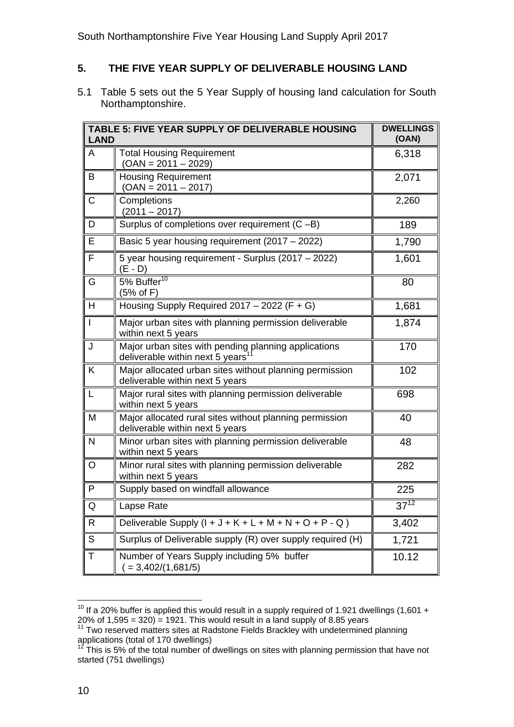## 5. THE FIVE YEAR SUPPLY OF DELIVERABLE HOUSING LAND

5.1 Table 5 sets out the 5 Year Supply of housing land calculation for South Northamptonshire.

| TABLE 5: FIVE YEAR SUPPLY OF DELIVERABLE HOUSING LAND | | DWELLINGS (OAN) |
|---|---|---|
| A | Total Housing Requirement (OAN = 2011 – 2029) | 6,318 |
| B | Housing Requirement (OAN = 2011 – 2017) | 2,071 |
| C | Completions (2011 – 2017) | 2,260 |
| D | Surplus of completions over requirement (C –B) | 189 |
| E | Basic 5 year housing requirement (2017 – 2022) | 1,790 |
| F | 5 year housing requirement - Surplus (2017 – 2022) (E - D) | 1,601 |
| G | 5% Buffer[10] (5% of F) | 80 |
| H | Housing Supply Required 2017 – 2022 (F + G) | 1,681 |
| I | Major urban sites with planning permission deliverable within next 5 years | 1,874 |
| J | Major urban sites with pending planning applications deliverable within next 5 years[11] | 170 |
| K | Major allocated urban sites without planning permission deliverable within next 5 years | 102 |
| L | Major rural sites with planning permission deliverable within next 5 years | 698 |
| M | Major allocated rural sites without planning permission deliverable within next 5 years | 40 |
| N | Minor urban sites with planning permission deliverable within next 5 years | 48 |
| O | Minor rural sites with planning permission deliverable within next 5 years | 282 |
| P | Supply based on windfall allowance | 225 |
| Q | Lapse Rate | 37[12] |
| R | Deliverable Supply (I + J + K + L + M + N + O + P - Q ) | 3,402 |
| S | Surplus of Deliverable supply (R) over supply required (H) | 1,721 |
| T | Number of Years Supply including 5% buffer ( = 3,402/(1,681/5) | 10.12 |

[10] If a 20% buffer is applied this would result in a supply required of 1.921 dwellings (1,601 + 20% of 1,595 = 320) = 1921. This would result in a land supply of 8.85 years

[11] Two reserved matters sites at Radstone Fields Brackley with undetermined planning applications (total of 170 dwellings)

[12] This is 5% of the total number of dwellings on sites with planning permission that have not started (751 dwellings)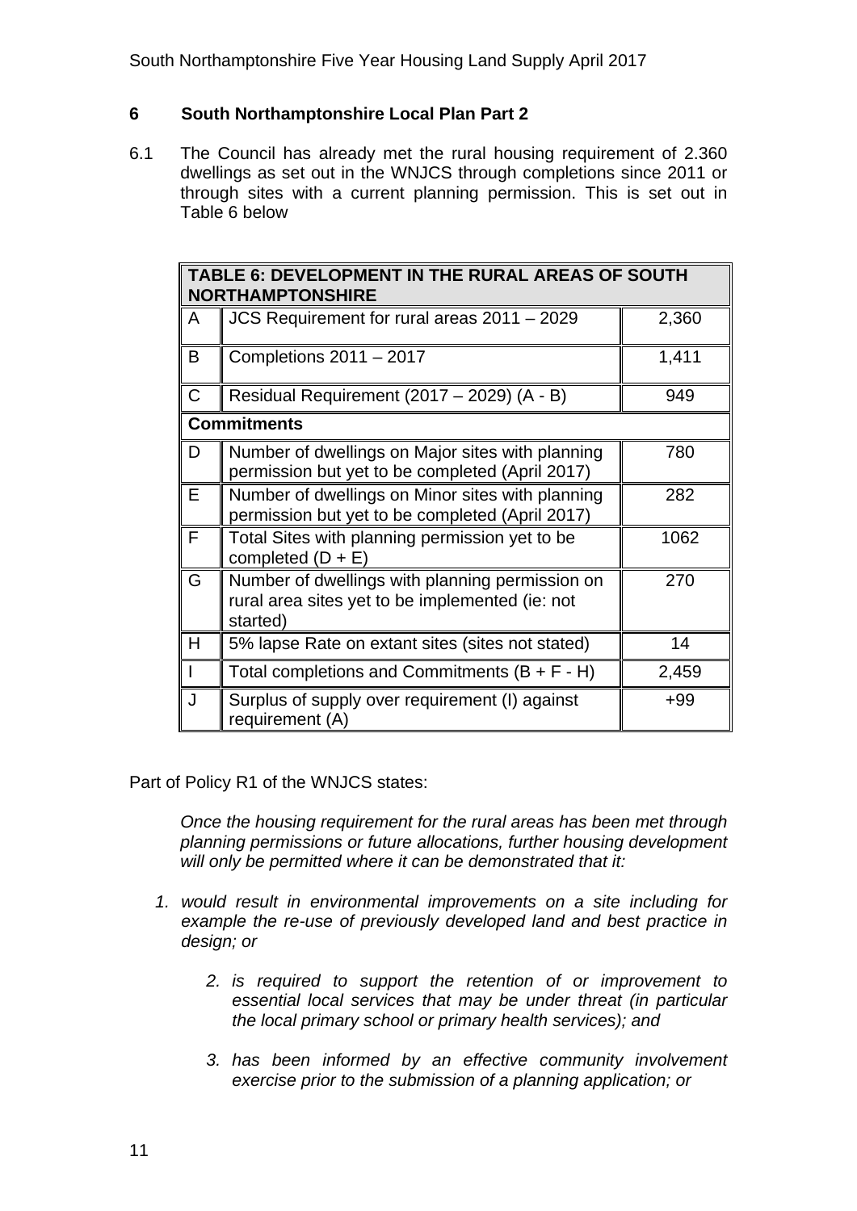## 6 South Northamptonshire Local Plan Part 2

6.1 The Council has already met the rural housing requirement of 2.360 dwellings as set out in the WNJCS through completions since 2011 or through sites with a current planning permission. This is set out in Table 6 below

| TABLE 6: DEVELOPMENT IN THE RURAL AREAS OF SOUTH NORTHAMPTONSHIRE | | |
|---|---|---|
| A | JCS Requirement for rural areas 2011 – 2029 | 2,360 |
| B | Completions 2011 – 2017 | 1,411 |
| C | Residual Requirement (2017 – 2029) (A - B) | 949 |
| **Commitments** | | |
| D | Number of dwellings on Major sites with planning permission but yet to be completed (April 2017) | 780 |
| E | Number of dwellings on Minor sites with planning permission but yet to be completed (April 2017) | 282 |
| F | Total Sites with planning permission yet to be completed (D + E) | 1062 |
| G | Number of dwellings with planning permission on rural area sites yet to be implemented (ie: not started) | 270 |
| H | 5% lapse Rate on extant sites (sites not stated) | 14 |
| I | Total completions and Commitments (B + F - H) | 2,459 |
| J | Surplus of supply over requirement (I) against requirement (A) | +99 |

Part of Policy R1 of the WNJCS states:

*Once the housing requirement for the rural areas has been met through planning permissions or future allocations, further housing development will only be permitted where it can be demonstrated that it:*

1. *would result in environmental improvements on a site including for example the re-use of previously developed land and best practice in design; or*
2. *is required to support the retention of or improvement to essential local services that may be under threat (in particular the local primary school or primary health services); and*
3. *has been informed by an effective community involvement exercise prior to the submission of a planning application; or*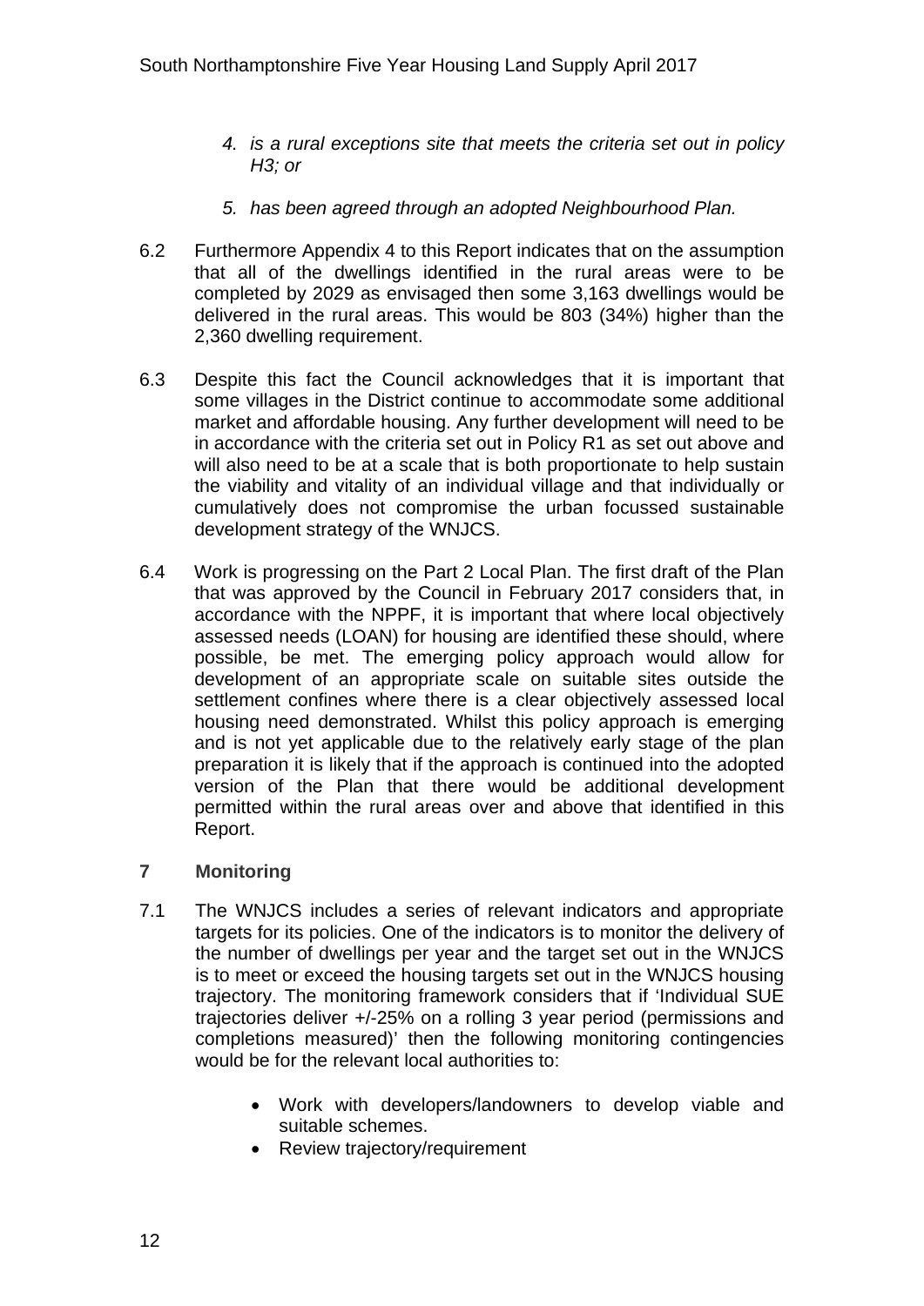*4. is a rural exceptions site that meets the criteria set out in policy H3; or*

*5. has been agreed through an adopted Neighbourhood Plan.*

6.2 Furthermore Appendix 4 to this Report indicates that on the assumption that all of the dwellings identified in the rural areas were to be completed by 2029 as envisaged then some 3,163 dwellings would be delivered in the rural areas. This would be 803 (34%) higher than the 2,360 dwelling requirement.

6.3 Despite this fact the Council acknowledges that it is important that some villages in the District continue to accommodate some additional market and affordable housing. Any further development will need to be in accordance with the criteria set out in Policy R1 as set out above and will also need to be at a scale that is both proportionate to help sustain the viability and vitality of an individual village and that individually or cumulatively does not compromise the urban focussed sustainable development strategy of the WNJCS.

6.4 Work is progressing on the Part 2 Local Plan. The first draft of the Plan that was approved by the Council in February 2017 considers that, in accordance with the NPPF, it is important that where local objectively assessed needs (LOAN) for housing are identified these should, where possible, be met. The emerging policy approach would allow for development of an appropriate scale on suitable sites outside the settlement confines where there is a clear objectively assessed local housing need demonstrated. Whilst this policy approach is emerging and is not yet applicable due to the relatively early stage of the plan preparation it is likely that if the approach is continued into the adopted version of the Plan that there would be additional development permitted within the rural areas over and above that identified in this Report.

## 7 Monitoring

7.1 The WNJCS includes a series of relevant indicators and appropriate targets for its policies. One of the indicators is to monitor the delivery of the number of dwellings per year and the target set out in the WNJCS is to meet or exceed the housing targets set out in the WNJCS housing trajectory. The monitoring framework considers that if 'Individual SUE trajectories deliver +/-25% on a rolling 3 year period (permissions and completions measured)' then the following monitoring contingencies would be for the relevant local authorities to:

- Work with developers/landowners to develop viable and suitable schemes.
- Review trajectory/requirement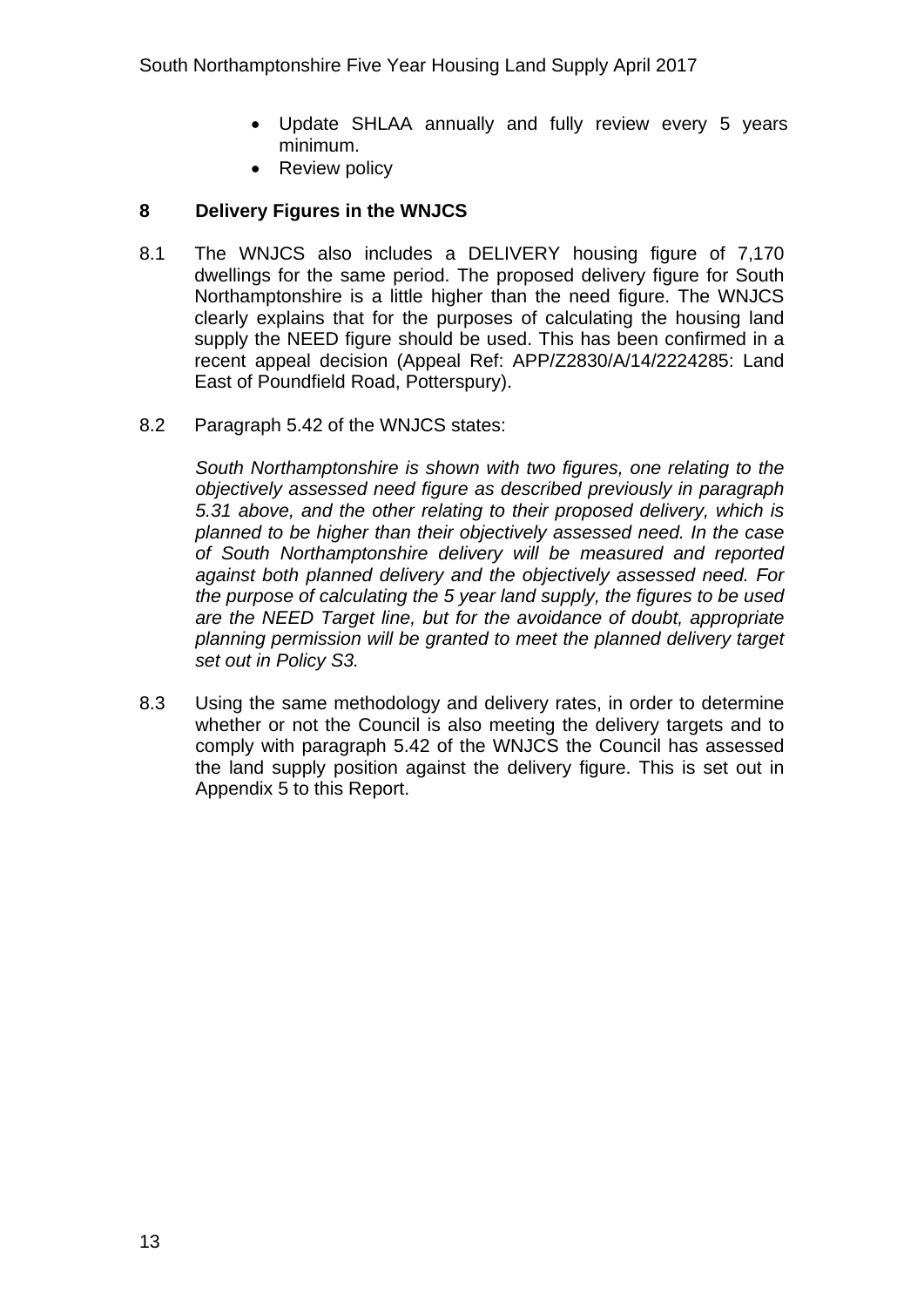- Update SHLAA annually and fully review every 5 years minimum.
- Review policy

## 8 Delivery Figures in the WNJCS

8.1 The WNJCS also includes a DELIVERY housing figure of 7,170 dwellings for the same period. The proposed delivery figure for South Northamptonshire is a little higher than the need figure. The WNJCS clearly explains that for the purposes of calculating the housing land supply the NEED figure should be used. This has been confirmed in a recent appeal decision (Appeal Ref: APP/Z2830/A/14/2224285: Land East of Poundfield Road, Potterspury).

8.2 Paragraph 5.42 of the WNJCS states:

*South Northamptonshire is shown with two figures, one relating to the objectively assessed need figure as described previously in paragraph 5.31 above, and the other relating to their proposed delivery, which is planned to be higher than their objectively assessed need. In the case of South Northamptonshire delivery will be measured and reported against both planned delivery and the objectively assessed need. For the purpose of calculating the 5 year land supply, the figures to be used are the NEED Target line, but for the avoidance of doubt, appropriate planning permission will be granted to meet the planned delivery target set out in Policy S3.*

8.3 Using the same methodology and delivery rates, in order to determine whether or not the Council is also meeting the delivery targets and to comply with paragraph 5.42 of the WNJCS the Council has assessed the land supply position against the delivery figure. This is set out in Appendix 5 to this Report.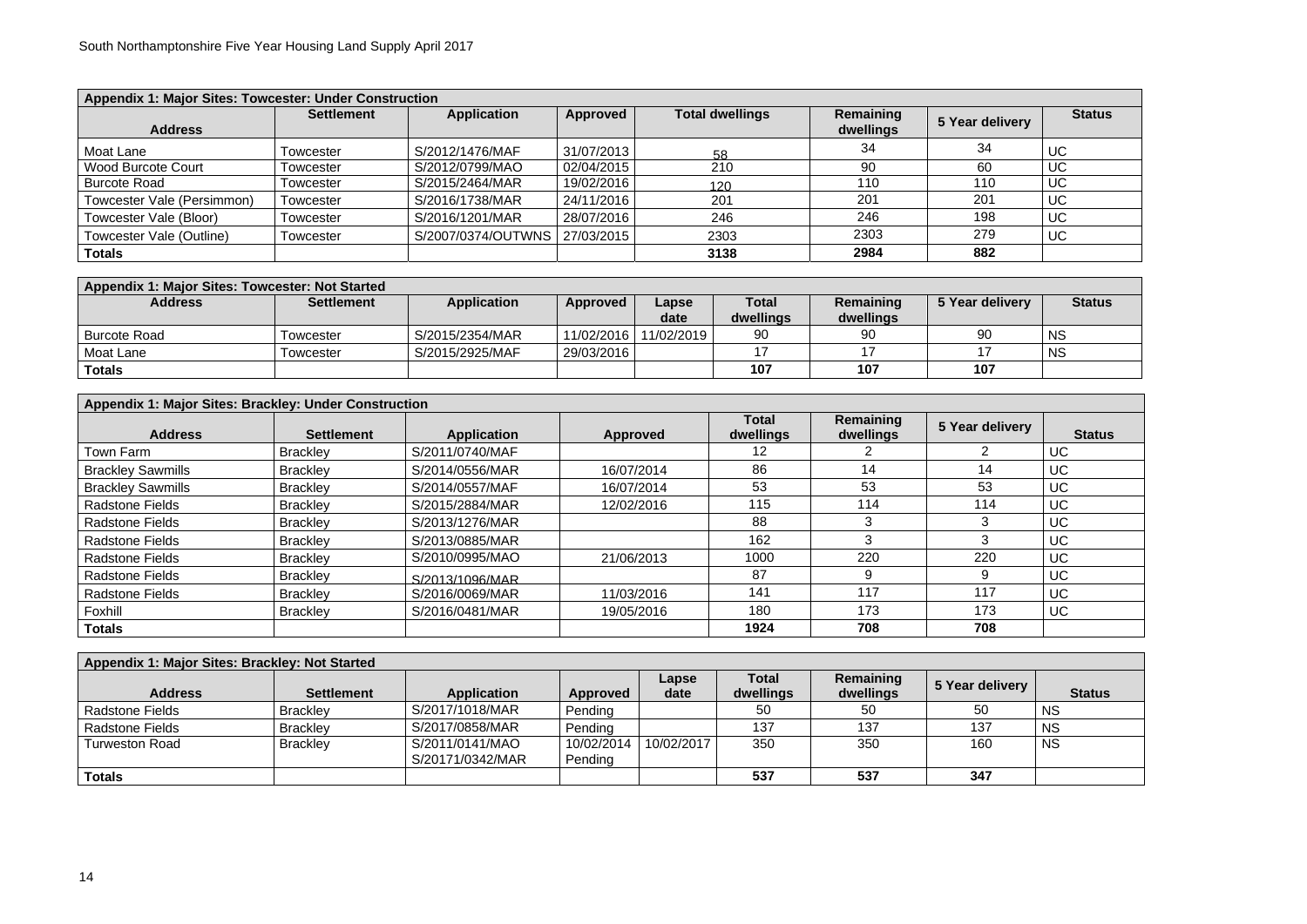| Appendix 1: Major Sites: Towcester: Under Construction | | | | | | | |
|---|---|---|---|---|---|---|---|
| **Address** | **Settlement** | **Application** | **Approved** | **Total dwellings** | **Remaining dwellings** | **5 Year delivery** | **Status** |
| Moat Lane | Towcester | S/2012/1476/MAF | 31/07/2013 | 58 | 34 | 34 | UC |
| Wood Burcote Court | Towcester | S/2012/0799/MAO | 02/04/2015 | 210 | 90 | 60 | UC |
| Burcote Road | Towcester | S/2015/2464/MAR | 19/02/2016 | 120 | 110 | 110 | UC |
| Towcester Vale (Persimmon) | Towcester | S/2016/1738/MAR | 24/11/2016 | 201 | 201 | 201 | UC |
| Towcester Vale (Bloor) | Towcester | S/2016/1201/MAR | 28/07/2016 | 246 | 246 | 198 | UC |
| Towcester Vale (Outline) | Towcester | S/2007/0374/OUTWNS | 27/03/2015 | 2303 | 2303 | 279 | UC |
| **Totals** | | | | **3138** | **2984** | **882** | |

| Appendix 1: Major Sites: Towcester: Not Started | | | | | | | | |
|---|---|---|---|---|---|---|---|---|
| **Address** | **Settlement** | **Application** | **Approved** | **Lapse date** | **Total dwellings** | **Remaining dwellings** | **5 Year delivery** | **Status** |
| Burcote Road | Towcester | S/2015/2354/MAR | 11/02/2016 | 11/02/2019 | 90 | 90 | 90 | NS |
| Moat Lane | Towcester | S/2015/2925/MAF | 29/03/2016 | | 17 | 17 | 17 | NS |
| **Totals** | | | | | **107** | **107** | **107** | |

| Appendix 1: Major Sites: Brackley: Under Construction | | | | | | | |
|---|---|---|---|---|---|---|---|
| **Address** | **Settlement** | **Application** | **Approved** | **Total dwellings** | **Remaining dwellings** | **5 Year delivery** | **Status** |
| Town Farm | Brackley | S/2011/0740/MAF | | 12 | 2 | 2 | UC |
| Brackley Sawmills | Brackley | S/2014/0556/MAR | 16/07/2014 | 86 | 14 | 14 | UC |
| Brackley Sawmills | Brackley | S/2014/0557/MAF | 16/07/2014 | 53 | 53 | 53 | UC |
| Radstone Fields | Brackley | S/2015/2884/MAR | 12/02/2016 | 115 | 114 | 114 | UC |
| Radstone Fields | Brackley | S/2013/1276/MAR | | 88 | 3 | 3 | UC |
| Radstone Fields | Brackley | S/2013/0885/MAR | | 162 | 3 | 3 | UC |
| Radstone Fields | Brackley | S/2010/0995/MAO | 21/06/2013 | 1000 | 220 | 220 | UC |
| Radstone Fields | Brackley | S/2013/1096/MAR | | 87 | 9 | 9 | UC |
| Radstone Fields | Brackley | S/2016/0069/MAR | 11/03/2016 | 141 | 117 | 117 | UC |
| Foxhill | Brackley | S/2016/0481/MAR | 19/05/2016 | 180 | 173 | 173 | UC |
| **Totals** | | | | **1924** | **708** | **708** | |

| Appendix 1: Major Sites: Brackley: Not Started | | | | | | | | |
|---|---|---|---|---|---|---|---|---|
| **Address** | **Settlement** | **Application** | **Approved** | **Lapse date** | **Total dwellings** | **Remaining dwellings** | **5 Year delivery** | **Status** |
| Radstone Fields | Brackley | S/2017/1018/MAR | Pending | | 50 | 50 | 50 | NS |
| Radstone Fields | Brackley | S/2017/0858/MAR | Pending | | 137 | 137 | 137 | NS |
| Turweston Road | Brackley | S/2011/0141/MAO S/20171/0342/MAR | 10/02/2014 Pending | 10/02/2017 | 350 | 350 | 160 | NS |
| **Totals** | | | | | **537** | **537** | **347** | |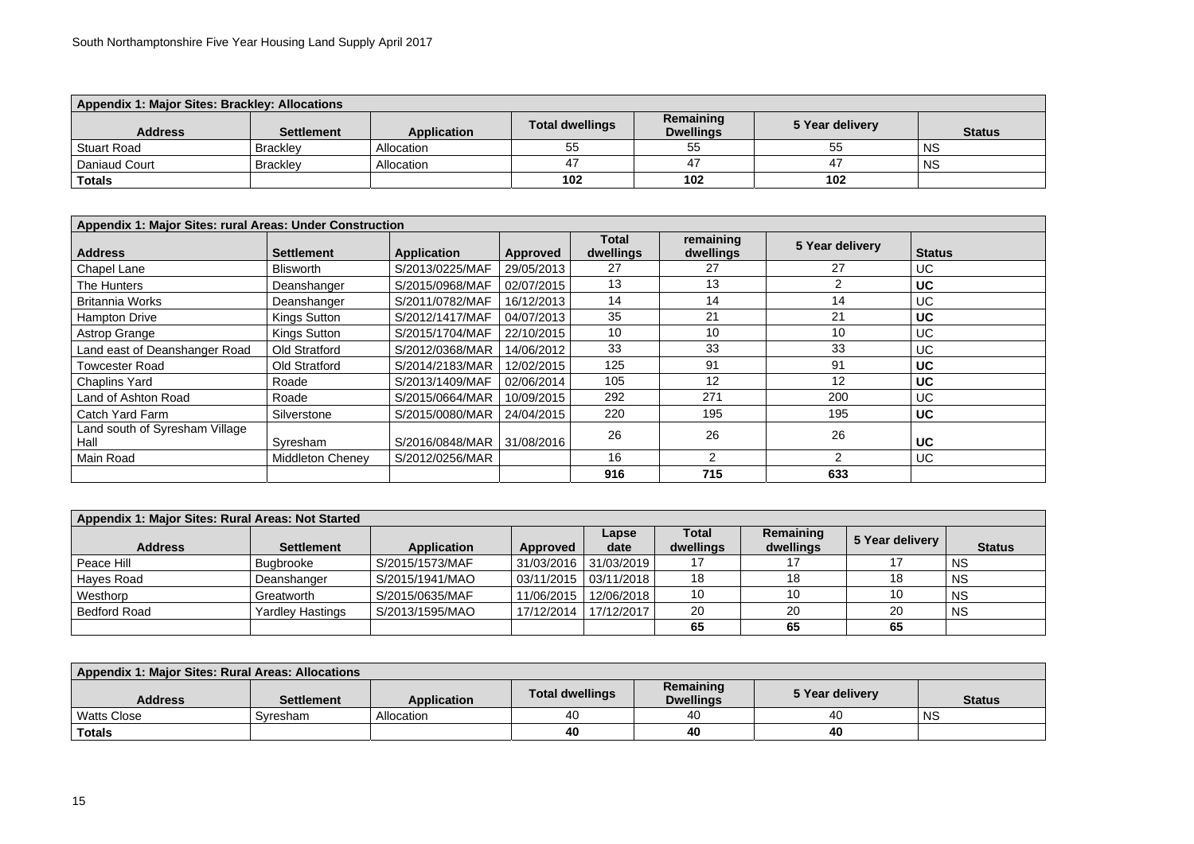| Appendix 1: Major Sites: Brackley: Allocations | | | | | | |
|---|---|---|---|---|---|---|
| **Address** | **Settlement** | **Application** | **Total dwellings** | **Remaining Dwellings** | **5 Year delivery** | **Status** |
| Stuart Road | Brackley | Allocation | 55 | 55 | 55 | NS |
| Daniaud Court | Brackley | Allocation | 47 | 47 | 47 | NS |
| **Totals** | | | **102** | **102** | **102** | |

| Appendix 1: Major Sites: rural Areas: Under Construction | | | | | | | |
|---|---|---|---|---|---|---|---|
| **Address** | **Settlement** | **Application** | **Approved** | **Total dwellings** | **remaining dwellings** | **5 Year delivery** | **Status** |
| Chapel Lane | Blisworth | S/2013/0225/MAF | 29/05/2013 | 27 | 27 | 27 | UC |
| The Hunters | Deanshanger | S/2015/0968/MAF | 02/07/2015 | 13 | 13 | 2 | **UC** |
| Britannia Works | Deanshanger | S/2011/0782/MAF | 16/12/2013 | 14 | 14 | 14 | UC |
| Hampton Drive | Kings Sutton | S/2012/1417/MAF | 04/07/2013 | 35 | 21 | 21 | **UC** |
| Astrop Grange | Kings Sutton | S/2015/1704/MAF | 22/10/2015 | 10 | 10 | 10 | UC |
| Land east of Deanshanger Road | Old Stratford | S/2012/0368/MAR | 14/06/2012 | 33 | 33 | 33 | UC |
| Towcester Road | Old Stratford | S/2014/2183/MAR | 12/02/2015 | 125 | 91 | 91 | **UC** |
| Chaplins Yard | Roade | S/2013/1409/MAF | 02/06/2014 | 105 | 12 | 12 | **UC** |
| Land of Ashton Road | Roade | S/2015/0664/MAR | 10/09/2015 | 292 | 271 | 200 | UC |
| Catch Yard Farm | Silverstone | S/2015/0080/MAR | 24/04/2015 | 220 | 195 | 195 | **UC** |
| Land south of Syresham Village Hall | Syresham | S/2016/0848/MAR | 31/08/2016 | 26 | 26 | 26 | **UC** |
| Main Road | Middleton Cheney | S/2012/0256/MAR | | 16 | 2 | 2 | UC |
| | | | | **916** | **715** | **633** | |

| Appendix 1: Major Sites: Rural Areas: Not Started | | | | | | | | |
|---|---|---|---|---|---|---|---|---|
| **Address** | **Settlement** | **Application** | **Approved** | **Lapse date** | **Total dwellings** | **Remaining dwellings** | **5 Year delivery** | **Status** |
| Peace Hill | Bugbrooke | S/2015/1573/MAF | 31/03/2016 | 31/03/2019 | 17 | 17 | 17 | NS |
| Hayes Road | Deanshanger | S/2015/1941/MAO | 03/11/2015 | 03/11/2018 | 18 | 18 | 18 | NS |
| Westhorp | Greatworth | S/2015/0635/MAF | 11/06/2015 | 12/06/2018 | 10 | 10 | 10 | NS |
| Bedford Road | Yardley Hastings | S/2013/1595/MAO | 17/12/2014 | 17/12/2017 | 20 | 20 | 20 | NS |
| | | | | | **65** | **65** | **65** | |

| Appendix 1: Major Sites: Rural Areas: Allocations | | | | | | |
|---|---|---|---|---|---|---|
| **Address** | **Settlement** | **Application** | **Total dwellings** | **Remaining Dwellings** | **5 Year delivery** | **Status** |
| Watts Close | Syresham | Allocation | 40 | 40 | 40 | NS |
| **Totals** | | | **40** | **40** | **40** | |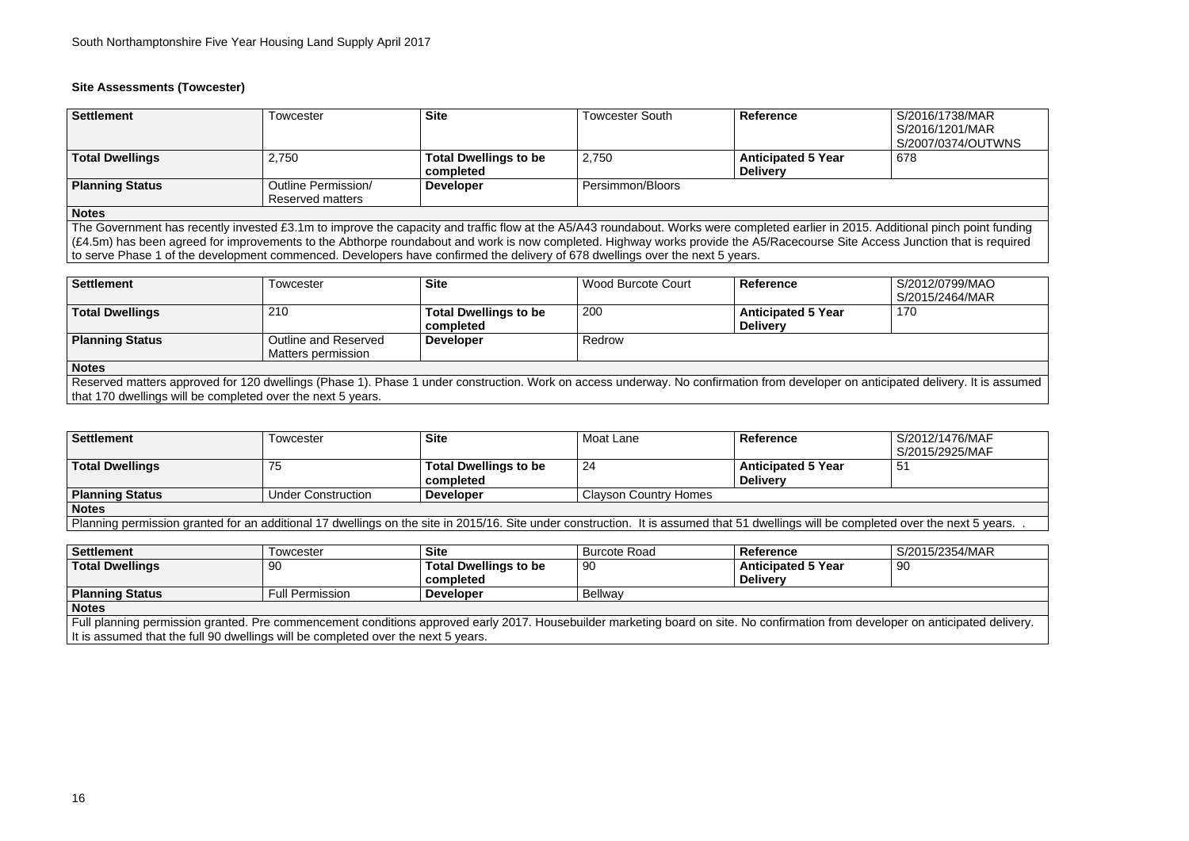### Site Assessments (Towcester)

| Settlement | Towcester | Site | Towcester South | Reference | S/2016/1738/MAR S/2016/1201/MAR S/2007/0374/OUTWNS |
|---|---|---|---|---|---|
| **Total Dwellings** | 2,750 | **Total Dwellings to be completed** | 2,750 | **Anticipated 5 Year Delivery** | 678 |
| **Planning Status** | Outline Permission/ Reserved matters | **Developer** | Persimmon/Bloors | | |
| **Notes** | | | | | |
| The Government has recently invested £3.1m to improve the capacity and traffic flow at the A5/A43 roundabout. Works were completed earlier in 2015. Additional pinch point funding (£4.5m) has been agreed for improvements to the Abthorpe roundabout and work is now completed. Highway works provide the A5/Racecourse Site Access Junction that is required to serve Phase 1 of the development commenced. Developers have confirmed the delivery of 678 dwellings over the next 5 years. | | | | | |

| Settlement | Towcester | Site | Wood Burcote Court | Reference | S/2012/0799/MAO S/2015/2464/MAR |
|---|---|---|---|---|---|
| **Total Dwellings** | 210 | **Total Dwellings to be completed** | 200 | **Anticipated 5 Year Delivery** | 170 |
| **Planning Status** | Outline and Reserved Matters permission | **Developer** | Redrow | | |
| **Notes** | | | | | |
| Reserved matters approved for 120 dwellings (Phase 1). Phase 1 under construction. Work on access underway. No confirmation from developer on anticipated delivery. It is assumed that 170 dwellings will be completed over the next 5 years. | | | | | |

| Settlement | Towcester | Site | Moat Lane | Reference | S/2012/1476/MAF S/2015/2925/MAF |
|---|---|---|---|---|---|
| **Total Dwellings** | 75 | **Total Dwellings to be completed** | 24 | **Anticipated 5 Year Delivery** | 51 |
| **Planning Status** | Under Construction | **Developer** | Clayson Country Homes | | |
| **Notes** | | | | | |
| Planning permission granted for an additional 17 dwellings on the site in 2015/16. Site under construction. It is assumed that 51 dwellings will be completed over the next 5 years. . | | | | | |

| Settlement | Towcester | Site | Burcote Road | Reference | S/2015/2354/MAR |
|---|---|---|---|---|---|
| **Total Dwellings** | 90 | **Total Dwellings to be completed** | 90 | **Anticipated 5 Year Delivery** | 90 |
| **Planning Status** | Full Permission | **Developer** | Bellway | | |
| **Notes** | | | | | |
| Full planning permission granted. Pre commencement conditions approved early 2017. Housebuilder marketing board on site. No confirmation from developer on anticipated delivery. It is assumed that the full 90 dwellings will be completed over the next 5 years. | | | | | |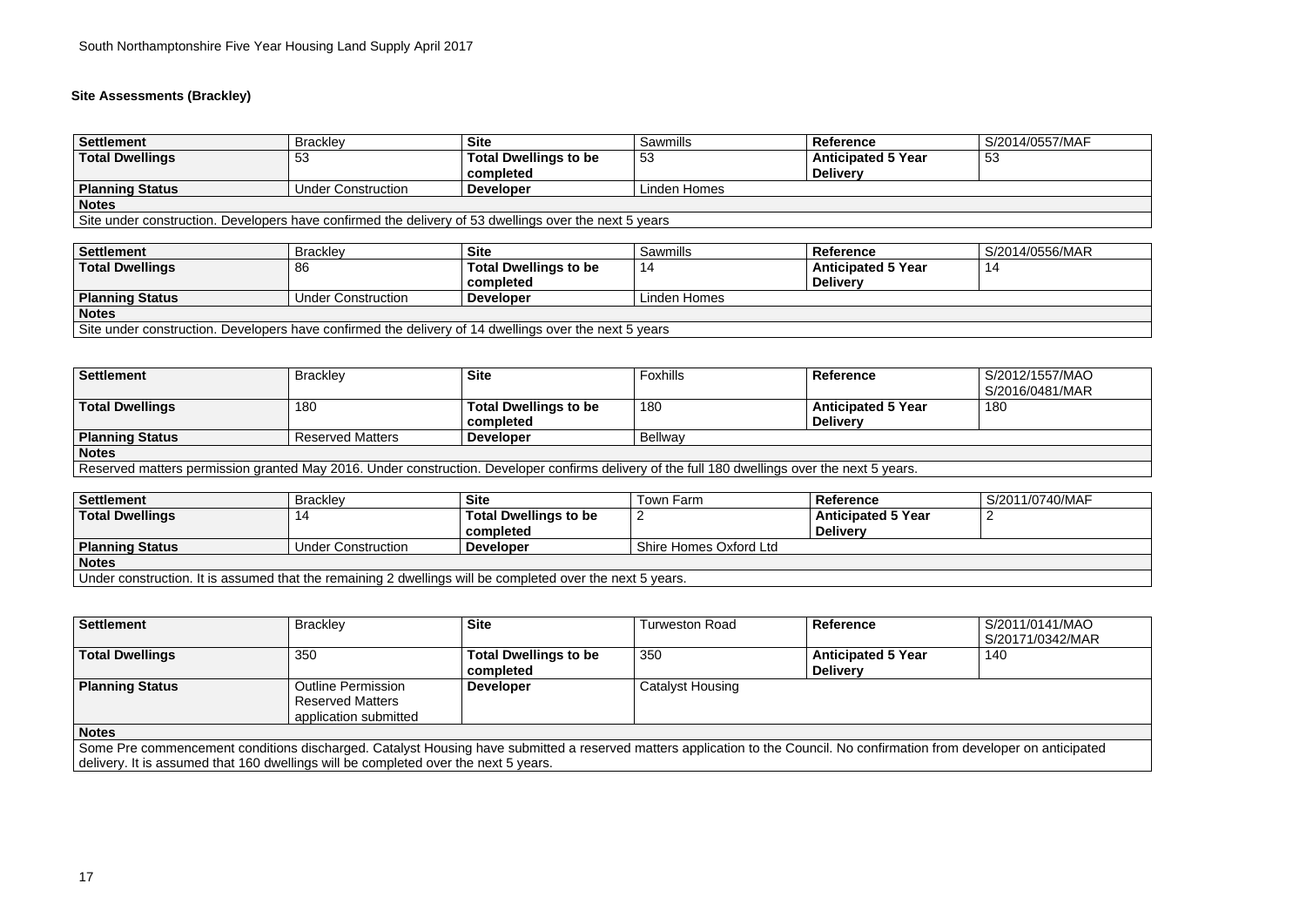### Site Assessments (Brackley)

| Settlement | Brackley | Site | Sawmills | Reference | S/2014/0557/MAF |
|---|---|---|---|---|---|
| **Total Dwellings** | 53 | **Total Dwellings to be completed** | 53 | **Anticipated 5 Year Delivery** | 53 |
| **Planning Status** | Under Construction | **Developer** | Linden Homes | | |
| **Notes** | | | | | |
| Site under construction. Developers have confirmed the delivery of 53 dwellings over the next 5 years | | | | | |

| Settlement | Brackley | Site | Sawmills | Reference | S/2014/0556/MAR |
|---|---|---|---|---|---|
| **Total Dwellings** | 86 | **Total Dwellings to be completed** | 14 | **Anticipated 5 Year Delivery** | 14 |
| **Planning Status** | Under Construction | **Developer** | Linden Homes | | |
| **Notes** | | | | | |
| Site under construction. Developers have confirmed the delivery of 14 dwellings over the next 5 years | | | | | |

| Settlement | Brackley | Site | Foxhills | Reference | S/2012/1557/MAO S/2016/0481/MAR |
|---|---|---|---|---|---|
| **Total Dwellings** | 180 | **Total Dwellings to be completed** | 180 | **Anticipated 5 Year Delivery** | 180 |
| **Planning Status** | Reserved Matters | **Developer** | Bellway | | |
| **Notes** | | | | | |
| Reserved matters permission granted May 2016. Under construction. Developer confirms delivery of the full 180 dwellings over the next 5 years. | | | | | |

| Settlement | Brackley | Site | Town Farm | Reference | S/2011/0740/MAF |
|---|---|---|---|---|---|
| **Total Dwellings** | 14 | **Total Dwellings to be completed** | 2 | **Anticipated 5 Year Delivery** | 2 |
| **Planning Status** | Under Construction | **Developer** | Shire Homes Oxford Ltd | | |
| **Notes** | | | | | |
| Under construction. It is assumed that the remaining 2 dwellings will be completed over the next 5 years. | | | | | |

| Settlement | Brackley | Site | Turweston Road | Reference | S/2011/0141/MAO S/20171/0342/MAR |
|---|---|---|---|---|---|
| **Total Dwellings** | 350 | **Total Dwellings to be completed** | 350 | **Anticipated 5 Year Delivery** | 140 |
| **Planning Status** | Outline Permission Reserved Matters application submitted | **Developer** | Catalyst Housing | | |
| **Notes** | | | | | |
| Some Pre commencement conditions discharged. Catalyst Housing have submitted a reserved matters application to the Council. No confirmation from developer on anticipated delivery. It is assumed that 160 dwellings will be completed over the next 5 years. | | | | | |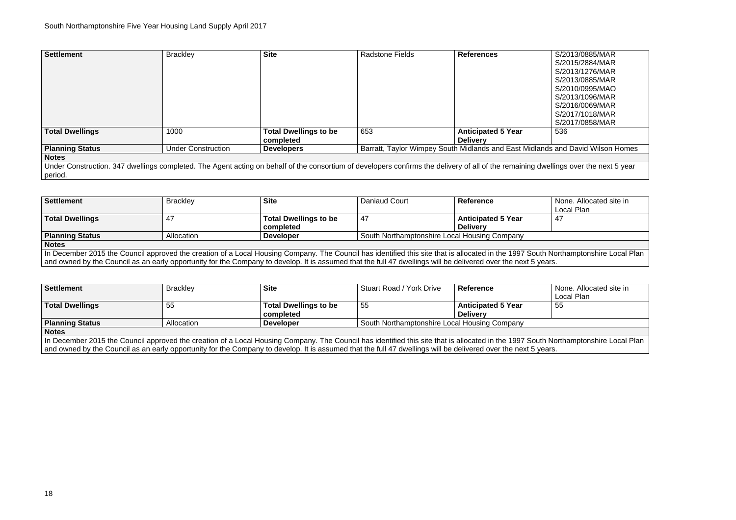| Settlement | Brackley | Site | Radstone Fields | References | S/2013/0885/MAR S/2015/2884/MAR S/2013/1276/MAR S/2013/0885/MAR S/2010/0995/MAO S/2013/1096/MAR S/2016/0069/MAR S/2017/1018/MAR S/2017/0858/MAR |
|---|---|---|---|---|---|
| **Total Dwellings** | 1000 | **Total Dwellings to be completed** | 653 | **Anticipated 5 Year Delivery** | 536 |
| **Planning Status** | Under Construction | **Developers** | Barratt, Taylor Wimpey South Midlands and East Midlands and David Wilson Homes | | |
| **Notes** | | | | | |
| Under Construction. 347 dwellings completed. The Agent acting on behalf of the consortium of developers confirms the delivery of all of the remaining dwellings over the next 5 year period. | | | | | |

| Settlement | Brackley | Site | Daniaud Court | Reference | None. Allocated site in Local Plan |
|---|---|---|---|---|---|
| **Total Dwellings** | 47 | **Total Dwellings to be completed** | 47 | **Anticipated 5 Year Delivery** | 47 |
| **Planning Status** | Allocation | **Developer** | South Northamptonshire Local Housing Company | | |
| **Notes** | | | | | |
| In December 2015 the Council approved the creation of a Local Housing Company. The Council has identified this site that is allocated in the 1997 South Northamptonshire Local Plan and owned by the Council as an early opportunity for the Company to develop. It is assumed that the full 47 dwellings will be delivered over the next 5 years. | | | | | |

| Settlement | Brackley | Site | Stuart Road / York Drive | Reference | None. Allocated site in Local Plan |
|---|---|---|---|---|---|
| **Total Dwellings** | 55 | **Total Dwellings to be completed** | 55 | **Anticipated 5 Year Delivery** | 55 |
| **Planning Status** | Allocation | **Developer** | South Northamptonshire Local Housing Company | | |
| **Notes** | | | | | |
| In December 2015 the Council approved the creation of a Local Housing Company. The Council has identified this site that is allocated in the 1997 South Northamptonshire Local Plan and owned by the Council as an early opportunity for the Company to develop. It is assumed that the full 47 dwellings will be delivered over the next 5 years. | | | | | |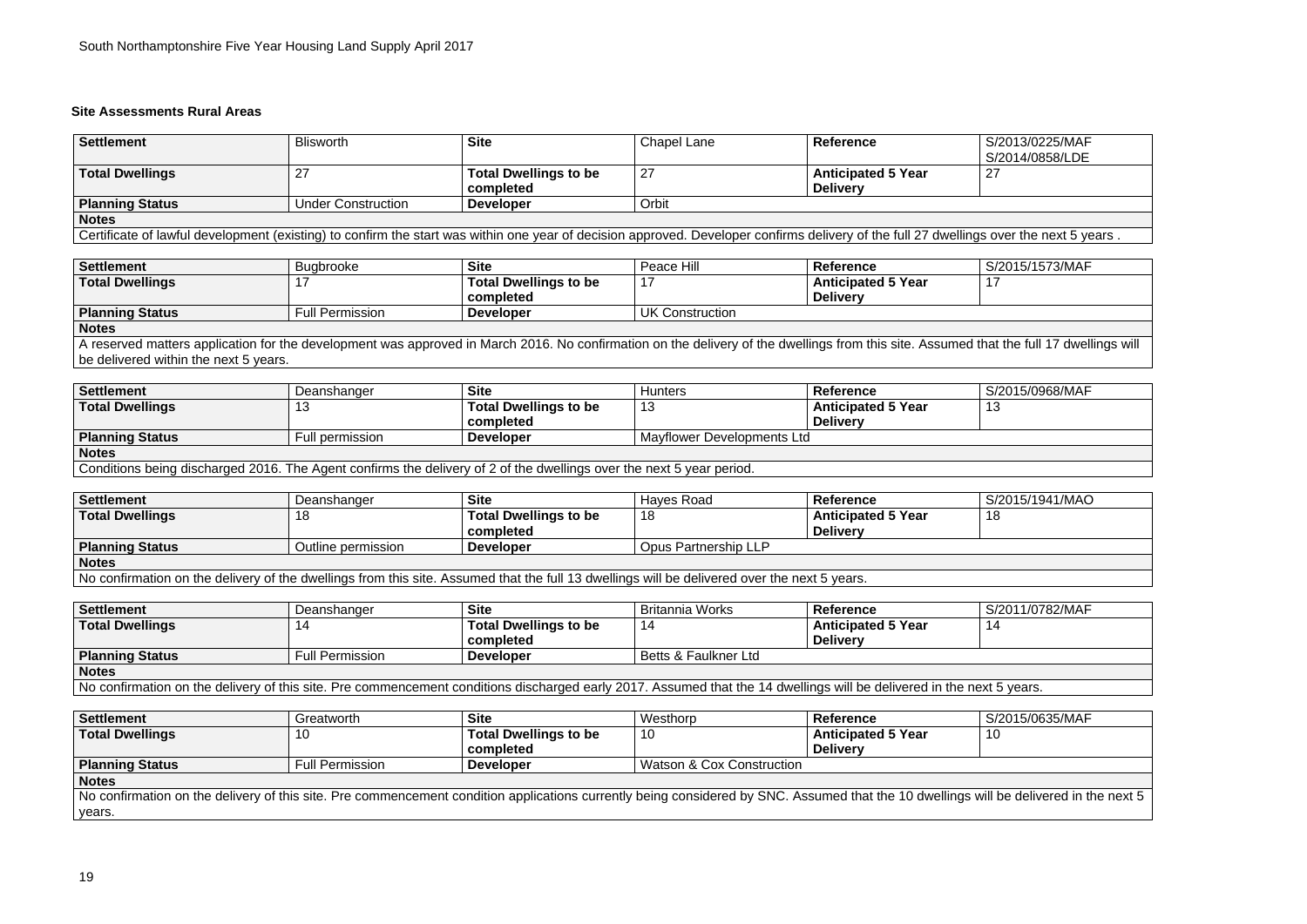## Site Assessments Rural Areas

| Settlement | Blisworth | Site | Chapel Lane | Reference | S/2013/0225/MAF S/2014/0858/LDE |
|---|---|---|---|---|---|
| **Total Dwellings** | 27 | **Total Dwellings to be completed** | 27 | **Anticipated 5 Year Delivery** | 27 |
| **Planning Status** | Under Construction | **Developer** | Orbit | | |
| **Notes** | | | | | |
| Certificate of lawful development (existing) to confirm the start was within one year of decision approved. Developer confirms delivery of the full 27 dwellings over the next 5 years . | | | | | |

| Settlement | Bugbrooke | Site | Peace Hill | Reference | S/2015/1573/MAF |
|---|---|---|---|---|---|
| **Total Dwellings** | 17 | **Total Dwellings to be completed** | 17 | **Anticipated 5 Year Delivery** | 17 |
| **Planning Status** | Full Permission | **Developer** | UK Construction | | |
| **Notes** | | | | | |
| A reserved matters application for the development was approved in March 2016. No confirmation on the delivery of the dwellings from this site. Assumed that the full 17 dwellings will be delivered within the next 5 years. | | | | | |

| Settlement | Deanshanger | Site | Hunters | Reference | S/2015/0968/MAF |
|---|---|---|---|---|---|
| **Total Dwellings** | 13 | **Total Dwellings to be completed** | 13 | **Anticipated 5 Year Delivery** | 13 |
| **Planning Status** | Full permission | **Developer** | Mayflower Developments Ltd | | |
| **Notes** | | | | | |
| Conditions being discharged 2016. The Agent confirms the delivery of 2 of the dwellings over the next 5 year period. | | | | | |

| Settlement | Deanshanger | Site | Hayes Road | Reference | S/2015/1941/MAO |
|---|---|---|---|---|---|
| **Total Dwellings** | 18 | **Total Dwellings to be completed** | 18 | **Anticipated 5 Year Delivery** | 18 |
| **Planning Status** | Outline permission | **Developer** | Opus Partnership LLP | | |
| **Notes** | | | | | |
| No confirmation on the delivery of the dwellings from this site. Assumed that the full 13 dwellings will be delivered over the next 5 years. | | | | | |

| Settlement | Deanshanger | Site | Britannia Works | Reference | S/2011/0782/MAF |
|---|---|---|---|---|---|
| **Total Dwellings** | 14 | **Total Dwellings to be completed** | 14 | **Anticipated 5 Year Delivery** | 14 |
| **Planning Status** | Full Permission | **Developer** | Betts & Faulkner Ltd | | |
| **Notes** | | | | | |
| No confirmation on the delivery of this site. Pre commencement conditions discharged early 2017. Assumed that the 14 dwellings will be delivered in the next 5 years. | | | | | |

| Settlement | Greatworth | Site | Westhorp | Reference | S/2015/0635/MAF |
|---|---|---|---|---|---|
| **Total Dwellings** | 10 | **Total Dwellings to be completed** | 10 | **Anticipated 5 Year Delivery** | 10 |
| **Planning Status** | Full Permission | **Developer** | Watson & Cox Construction | | |
| **Notes** | | | | | |
| No confirmation on the delivery of this site. Pre commencement condition applications currently being considered by SNC. Assumed that the 10 dwellings will be delivered in the next 5 years. | | | | | |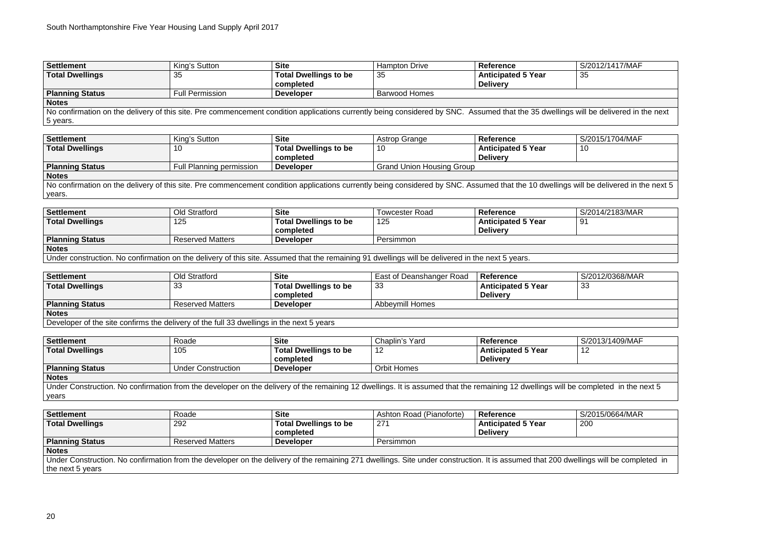| Settlement | King's Sutton | Site | Hampton Drive | Reference | S/2012/1417/MAF |
|---|---|---|---|---|---|
| Total Dwellings | 35 | Total Dwellings to be completed | 35 | Anticipated 5 Year Delivery | 35 |
| Planning Status | Full Permission | Developer | Barwood Homes | | |
| Notes | | | | | |
| No confirmation on the delivery of this site. Pre commencement condition applications currently being considered by SNC. Assumed that the 35 dwellings will be delivered in the next 5 years. | | | | | |

| Settlement | King's Sutton | Site | Astrop Grange | Reference | S/2015/1704/MAF |
|---|---|---|---|---|---|
| Total Dwellings | 10 | Total Dwellings to be completed | 10 | Anticipated 5 Year Delivery | 10 |
| Planning Status | Full Planning permission | Developer | Grand Union Housing Group | | |
| Notes | | | | | |
| No confirmation on the delivery of this site. Pre commencement condition applications currently being considered by SNC. Assumed that the 10 dwellings will be delivered in the next 5 years. | | | | | |

| Settlement | Old Stratford | Site | Towcester Road | Reference | S/2014/2183/MAR |
|---|---|---|---|---|---|
| Total Dwellings | 125 | Total Dwellings to be completed | 125 | Anticipated 5 Year Delivery | 91 |
| Planning Status | Reserved Matters | Developer | Persimmon | | |
| Notes | | | | | |
| Under construction. No confirmation on the delivery of this site. Assumed that the remaining 91 dwellings will be delivered in the next 5 years. | | | | | |

| Settlement | Old Stratford | Site | East of Deanshanger Road | Reference | S/2012/0368/MAR |
|---|---|---|---|---|---|
| Total Dwellings | 33 | Total Dwellings to be completed | 33 | Anticipated 5 Year Delivery | 33 |
| Planning Status | Reserved Matters | Developer | Abbeymill Homes | | |
| Notes | | | | | |
| Developer of the site confirms the delivery of the full 33 dwellings in the next 5 years | | | | | |

| Settlement | Roade | Site | Chaplin's Yard | Reference | S/2013/1409/MAF |
|---|---|---|---|---|---|
| Total Dwellings | 105 | Total Dwellings to be completed | 12 | Anticipated 5 Year Delivery | 12 |
| Planning Status | Under Construction | Developer | Orbit Homes | | |
| Notes | | | | | |
| Under Construction. No confirmation from the developer on the delivery of the remaining 12 dwellings. It is assumed that the remaining 12 dwellings will be completed in the next 5 years | | | | | |

| Settlement | Roade | Site | Ashton Road (Pianoforte) | Reference | S/2015/0664/MAR |
|---|---|---|---|---|---|
| Total Dwellings | 292 | Total Dwellings to be completed | 271 | Anticipated 5 Year Delivery | 200 |
| Planning Status | Reserved Matters | Developer | Persimmon | | |
| Notes | | | | | |
| Under Construction. No confirmation from the developer on the delivery of the remaining 271 dwellings. Site under construction. It is assumed that 200 dwellings will be completed in the next 5 years | | | | | |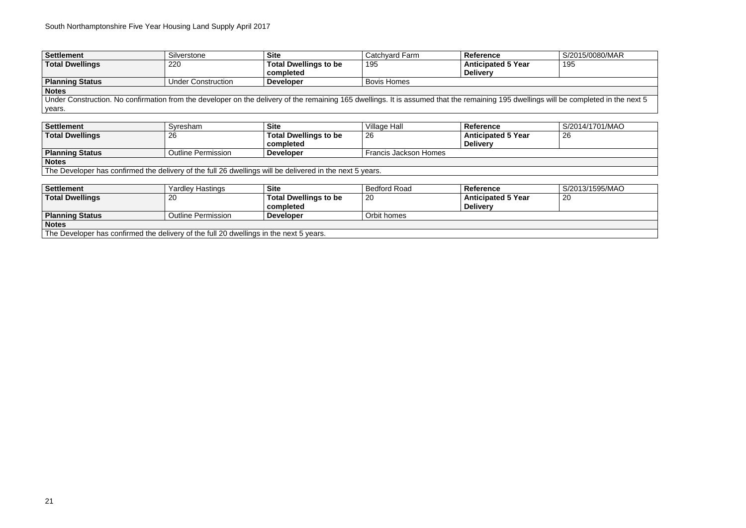| Settlement | Silverstone | Site | Catchyard Farm | Reference | S/2015/0080/MAR |
|---|---|---|---|---|---|
| **Total Dwellings** | 220 | **Total Dwellings to be completed** | 195 | **Anticipated 5 Year Delivery** | 195 |
| **Planning Status** | Under Construction | **Developer** | Bovis Homes | | |
| **Notes** | | | | | |
| Under Construction. No confirmation from the developer on the delivery of the remaining 165 dwellings. It is assumed that the remaining 195 dwellings will be completed in the next 5 years. | | | | | |

| Settlement | Syresham | Site | Village Hall | Reference | S/2014/1701/MAO |
|---|---|---|---|---|---|
| **Total Dwellings** | 26 | **Total Dwellings to be completed** | 26 | **Anticipated 5 Year Delivery** | 26 |
| **Planning Status** | Outline Permission | **Developer** | Francis Jackson Homes | | |
| **Notes** | | | | | |
| The Developer has confirmed the delivery of the full 26 dwellings will be delivered in the next 5 years. | | | | | |

| Settlement | Yardley Hastings | Site | Bedford Road | Reference | S/2013/1595/MAO |
|---|---|---|---|---|---|
| **Total Dwellings** | 20 | **Total Dwellings to be completed** | 20 | **Anticipated 5 Year Delivery** | 20 |
| **Planning Status** | Outline Permission | **Developer** | Orbit homes | | |
| **Notes** | | | | | |
| The Developer has confirmed the delivery of the full 20 dwellings in the next 5 years. | | | | | |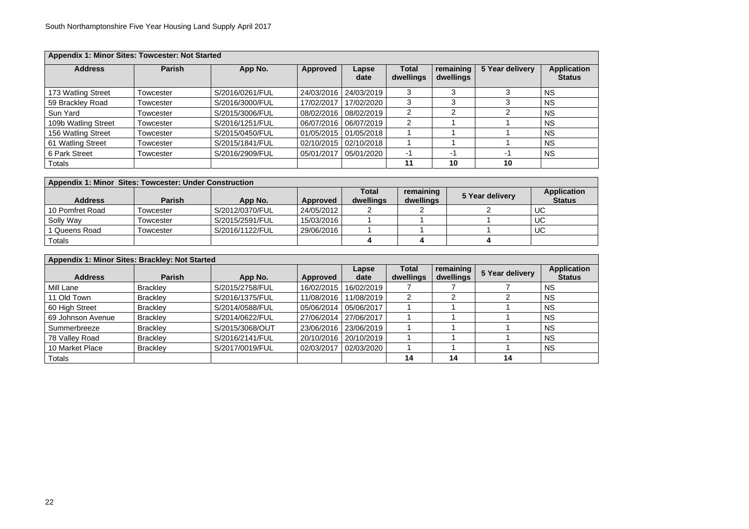| Appendix 1: Minor Sites: Towcester: Not Started | | | | | | | | |
|---|---|---|---|---|---|---|---|---|
| **Address** | **Parish** | **App No.** | **Approved** | **Lapse date** | **Total dwellings** | **remaining dwellings** | **5 Year delivery** | **Application Status** |
| 173 Watling Street | Towcester | S/2016/0261/FUL | 24/03/2016 | 24/03/2019 | 3 | 3 | 3 | NS |
| 59 Brackley Road | Towcester | S/2016/3000/FUL | 17/02/2017 | 17/02/2020 | 3 | 3 | 3 | NS |
| Sun Yard | Towcester | S/2015/3006/FUL | 08/02/2016 | 08/02/2019 | 2 | 2 | 2 | NS |
| 109b Watling Street | Towcester | S/2016/1251/FUL | 06/07/2016 | 06/07/2019 | 2 | 1 | 1 | NS |
| 156 Watling Street | Towcester | S/2015/0450/FUL | 01/05/2015 | 01/05/2018 | 1 | 1 | 1 | NS |
| 61 Watling Street | Towcester | S/2015/1841/FUL | 02/10/2015 | 02/10/2018 | 1 | 1 | 1 | NS |
| 6 Park Street | Towcester | S/2016/2909/FUL | 05/01/2017 | 05/01/2020 | -1 | -1 | -1 | NS |
| Totals | | | | | **11** | **10** | **10** | |

| Appendix 1: Minor Sites: Towcester: Under Construction | | | | | | | |
|---|---|---|---|---|---|---|---|
| **Address** | **Parish** | **App No.** | **Approved** | **Total dwellings** | **remaining dwellings** | **5 Year delivery** | **Application Status** |
| 10 Pomfret Road | Towcester | S/2012/0370/FUL | 24/05/2012 | 2 | 2 | 2 | UC |
| Solly Way | Towcester | S/2015/2591/FUL | 15/03/2016 | 1 | 1 | 1 | UC |
| 1 Queens Road | Towcester | S/2016/1122/FUL | 29/06/2016 | 1 | 1 | 1 | UC |
| Totals | | | | **4** | **4** | **4** | |

| Appendix 1: Minor Sites: Brackley: Not Started | | | | | | | | |
|---|---|---|---|---|---|---|---|---|
| **Address** | **Parish** | **App No.** | **Approved** | **Lapse date** | **Total dwellings** | **remaining dwellings** | **5 Year delivery** | **Application Status** |
| Mill Lane | Brackley | S/2015/2758/FUL | 16/02/2015 | 16/02/2019 | 7 | 7 | 7 | NS |
| 11 Old Town | Brackley | S/2016/1375/FUL | 11/08/2016 | 11/08/2019 | 2 | 2 | 2 | NS |
| 60 High Street | Brackley | S/2014/0588/FUL | 05/06/2014 | 05/06/2017 | 1 | 1 | 1 | NS |
| 69 Johnson Avenue | Brackley | S/2014/0622/FUL | 27/06/2014 | 27/06/2017 | 1 | 1 | 1 | NS |
| Summerbreeze | Brackley | S/2015/3068/OUT | 23/06/2016 | 23/06/2019 | 1 | 1 | 1 | NS |
| 78 Valley Road | Brackley | S/2016/2141/FUL | 20/10/2016 | 20/10/2019 | 1 | 1 | 1 | NS |
| 10 Market Place | Brackley | S/2017/0019/FUL | 02/03/2017 | 02/03/2020 | 1 | 1 | 1 | NS |
| Totals | | | | | **14** | **14** | **14** | |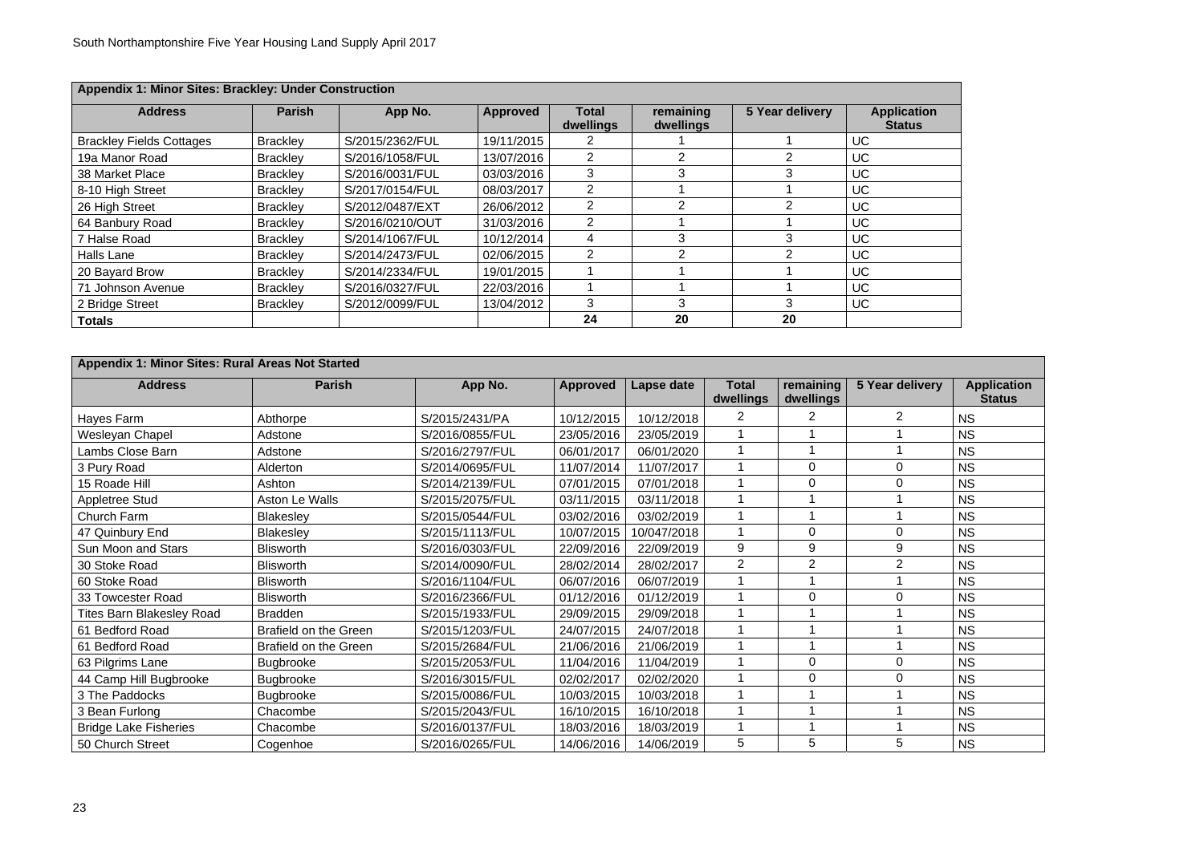| Appendix 1: Minor Sites: Brackley: Under Construction | | | | | | | |
|---|---|---|---|---|---|---|---|
| **Address** | **Parish** | **App No.** | **Approved** | **Total dwellings** | **remaining dwellings** | **5 Year delivery** | **Application Status** |
| Brackley Fields Cottages | Brackley | S/2015/2362/FUL | 19/11/2015 | 2 | 1 | 1 | UC |
| 19a Manor Road | Brackley | S/2016/1058/FUL | 13/07/2016 | 2 | 2 | 2 | UC |
| 38 Market Place | Brackley | S/2016/0031/FUL | 03/03/2016 | 3 | 3 | 3 | UC |
| 8-10 High Street | Brackley | S/2017/0154/FUL | 08/03/2017 | 2 | 1 | 1 | UC |
| 26 High Street | Brackley | S/2012/0487/EXT | 26/06/2012 | 2 | 2 | 2 | UC |
| 64 Banbury Road | Brackley | S/2016/0210/OUT | 31/03/2016 | 2 | 1 | 1 | UC |
| 7 Halse Road | Brackley | S/2014/1067/FUL | 10/12/2014 | 4 | 3 | 3 | UC |
| Halls Lane | Brackley | S/2014/2473/FUL | 02/06/2015 | 2 | 2 | 2 | UC |
| 20 Bayard Brow | Brackley | S/2014/2334/FUL | 19/01/2015 | 1 | 1 | 1 | UC |
| 71 Johnson Avenue | Brackley | S/2016/0327/FUL | 22/03/2016 | 1 | 1 | 1 | UC |
| 2 Bridge Street | Brackley | S/2012/0099/FUL | 13/04/2012 | 3 | 3 | 3 | UC |
| **Totals** | | | | **24** | **20** | **20** | |

| Appendix 1: Minor Sites: Rural Areas Not Started | | | | | | | | |
|---|---|---|---|---|---|---|---|---|
| **Address** | **Parish** | **App No.** | **Approved** | **Lapse date** | **Total dwellings** | **remaining dwellings** | **5 Year delivery** | **Application Status** |
| Hayes Farm | Abthorpe | S/2015/2431/PA | 10/12/2015 | 10/12/2018 | 2 | 2 | 2 | NS |
| Wesleyan Chapel | Adstone | S/2016/0855/FUL | 23/05/2016 | 23/05/2019 | 1 | 1 | 1 | NS |
| Lambs Close Barn | Adstone | S/2016/2797/FUL | 06/01/2017 | 06/01/2020 | 1 | 1 | 1 | NS |
| 3 Pury Road | Alderton | S/2014/0695/FUL | 11/07/2014 | 11/07/2017 | 1 | 0 | 0 | NS |
| 15 Roade Hill | Ashton | S/2014/2139/FUL | 07/01/2015 | 07/01/2018 | 1 | 0 | 0 | NS |
| Appletree Stud | Aston Le Walls | S/2015/2075/FUL | 03/11/2015 | 03/11/2018 | 1 | 1 | 1 | NS |
| Church Farm | Blakesley | S/2015/0544/FUL | 03/02/2016 | 03/02/2019 | 1 | 1 | 1 | NS |
| 47 Quinbury End | Blakesley | S/2015/1113/FUL | 10/07/2015 | 10/047/2018 | 1 | 0 | 0 | NS |
| Sun Moon and Stars | Blisworth | S/2016/0303/FUL | 22/09/2016 | 22/09/2019 | 9 | 9 | 9 | NS |
| 30 Stoke Road | Blisworth | S/2014/0090/FUL | 28/02/2014 | 28/02/2017 | 2 | 2 | 2 | NS |
| 60 Stoke Road | Blisworth | S/2016/1104/FUL | 06/07/2016 | 06/07/2019 | 1 | 1 | 1 | NS |
| 33 Towcester Road | Blisworth | S/2016/2366/FUL | 01/12/2016 | 01/12/2019 | 1 | 0 | 0 | NS |
| Tites Barn Blakesley Road | Bradden | S/2015/1933/FUL | 29/09/2015 | 29/09/2018 | 1 | 1 | 1 | NS |
| 61 Bedford Road | Brafield on the Green | S/2015/1203/FUL | 24/07/2015 | 24/07/2018 | 1 | 1 | 1 | NS |
| 61 Bedford Road | Brafield on the Green | S/2015/2684/FUL | 21/06/2016 | 21/06/2019 | 1 | 1 | 1 | NS |
| 63 Pilgrims Lane | Bugbrooke | S/2015/2053/FUL | 11/04/2016 | 11/04/2019 | 1 | 0 | 0 | NS |
| 44 Camp Hill Bugbrooke | Bugbrooke | S/2016/3015/FUL | 02/02/2017 | 02/02/2020 | 1 | 0 | 0 | NS |
| 3 The Paddocks | Bugbrooke | S/2015/0086/FUL | 10/03/2015 | 10/03/2018 | 1 | 1 | 1 | NS |
| 3 Bean Furlong | Chacombe | S/2015/2043/FUL | 16/10/2015 | 16/10/2018 | 1 | 1 | 1 | NS |
| Bridge Lake Fisheries | Chacombe | S/2016/0137/FUL | 18/03/2016 | 18/03/2019 | 1 | 1 | 1 | NS |
| 50 Church Street | Cogenhoe | S/2016/0265/FUL | 14/06/2016 | 14/06/2019 | 5 | 5 | 5 | NS |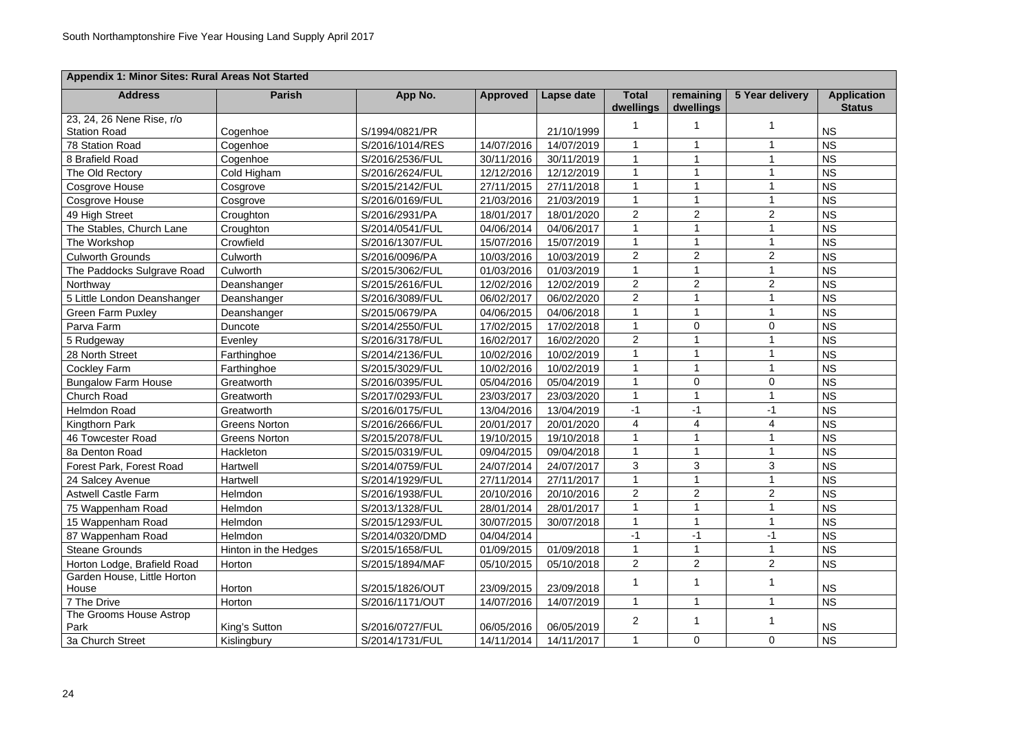| Appendix 1: Minor Sites: Rural Areas Not Started | | | | | | | | |
|---|---|---|---|---|---|---|---|---|
| **Address** | **Parish** | **App No.** | **Approved** | **Lapse date** | **Total dwellings** | **remaining dwellings** | **5 Year delivery** | **Application Status** |
| 23, 24, 26 Nene Rise, r/o Station Road | Cogenhoe | S/1994/0821/PR | | 21/10/1999 | 1 | 1 | 1 | NS |
| 78 Station Road | Cogenhoe | S/2016/1014/RES | 14/07/2016 | 14/07/2019 | 1 | 1 | 1 | NS |
| 8 Brafield Road | Cogenhoe | S/2016/2536/FUL | 30/11/2016 | 30/11/2019 | 1 | 1 | 1 | NS |
| The Old Rectory | Cold Higham | S/2016/2624/FUL | 12/12/2016 | 12/12/2019 | 1 | 1 | 1 | NS |
| Cosgrove House | Cosgrove | S/2015/2142/FUL | 27/11/2015 | 27/11/2018 | 1 | 1 | 1 | NS |
| Cosgrove House | Cosgrove | S/2016/0169/FUL | 21/03/2016 | 21/03/2019 | 1 | 1 | 1 | NS |
| 49 High Street | Croughton | S/2016/2931/PA | 18/01/2017 | 18/01/2020 | 2 | 2 | 2 | NS |
| The Stables, Church Lane | Croughton | S/2014/0541/FUL | 04/06/2014 | 04/06/2017 | 1 | 1 | 1 | NS |
| The Workshop | Crowfield | S/2016/1307/FUL | 15/07/2016 | 15/07/2019 | 1 | 1 | 1 | NS |
| Culworth Grounds | Culworth | S/2016/0096/PA | 10/03/2016 | 10/03/2019 | 2 | 2 | 2 | NS |
| The Paddocks Sulgrave Road | Culworth | S/2015/3062/FUL | 01/03/2016 | 01/03/2019 | 1 | 1 | 1 | NS |
| Northway | Deanshanger | S/2015/2616/FUL | 12/02/2016 | 12/02/2019 | 2 | 2 | 2 | NS |
| 5 Little London Deanshanger | Deanshanger | S/2016/3089/FUL | 06/02/2017 | 06/02/2020 | 2 | 1 | 1 | NS |
| Green Farm Puxley | Deanshanger | S/2015/0679/PA | 04/06/2015 | 04/06/2018 | 1 | 1 | 1 | NS |
| Parva Farm | Duncote | S/2014/2550/FUL | 17/02/2015 | 17/02/2018 | 1 | 0 | 0 | NS |
| 5 Rudgeway | Evenley | S/2016/3178/FUL | 16/02/2017 | 16/02/2020 | 2 | 1 | 1 | NS |
| 28 North Street | Farthinghoe | S/2014/2136/FUL | 10/02/2016 | 10/02/2019 | 1 | 1 | 1 | NS |
| Cockley Farm | Farthinghoe | S/2015/3029/FUL | 10/02/2016 | 10/02/2019 | 1 | 1 | 1 | NS |
| Bungalow Farm House | Greatworth | S/2016/0395/FUL | 05/04/2016 | 05/04/2019 | 1 | 0 | 0 | NS |
| Church Road | Greatworth | S/2017/0293/FUL | 23/03/2017 | 23/03/2020 | 1 | 1 | 1 | NS |
| Helmdon Road | Greatworth | S/2016/0175/FUL | 13/04/2016 | 13/04/2019 | -1 | -1 | -1 | NS |
| Kingthorn Park | Greens Norton | S/2016/2666/FUL | 20/01/2017 | 20/01/2020 | 4 | 4 | 4 | NS |
| 46 Towcester Road | Greens Norton | S/2015/2078/FUL | 19/10/2015 | 19/10/2018 | 1 | 1 | 1 | NS |
| 8a Denton Road | Hackleton | S/2015/0319/FUL | 09/04/2015 | 09/04/2018 | 1 | 1 | 1 | NS |
| Forest Park, Forest Road | Hartwell | S/2014/0759/FUL | 24/07/2014 | 24/07/2017 | 3 | 3 | 3 | NS |
| 24 Salcey Avenue | Hartwell | S/2014/1929/FUL | 27/11/2014 | 27/11/2017 | 1 | 1 | 1 | NS |
| Astwell Castle Farm | Helmdon | S/2016/1938/FUL | 20/10/2016 | 20/10/2016 | 2 | 2 | 2 | NS |
| 75 Wappenham Road | Helmdon | S/2013/1328/FUL | 28/01/2014 | 28/01/2017 | 1 | 1 | 1 | NS |
| 15 Wappenham Road | Helmdon | S/2015/1293/FUL | 30/07/2015 | 30/07/2018 | 1 | 1 | 1 | NS |
| 87 Wappenham Road | Helmdon | S/2014/0320/DMD | 04/04/2014 | | -1 | -1 | -1 | NS |
| Steane Grounds | Hinton in the Hedges | S/2015/1658/FUL | 01/09/2015 | 01/09/2018 | 1 | 1 | 1 | NS |
| Horton Lodge, Brafield Road | Horton | S/2015/1894/MAF | 05/10/2015 | 05/10/2018 | 2 | 2 | 2 | NS |
| Garden House, Little Horton House | Horton | S/2015/1826/OUT | 23/09/2015 | 23/09/2018 | 1 | 1 | 1 | NS |
| 7 The Drive | Horton | S/2016/1171/OUT | 14/07/2016 | 14/07/2019 | 1 | 1 | 1 | NS |
| The Grooms House Astrop Park | King's Sutton | S/2016/0727/FUL | 06/05/2016 | 06/05/2019 | 2 | 1 | 1 | NS |
| 3a Church Street | Kislingbury | S/2014/1731/FUL | 14/11/2014 | 14/11/2017 | 1 | 0 | 0 | NS |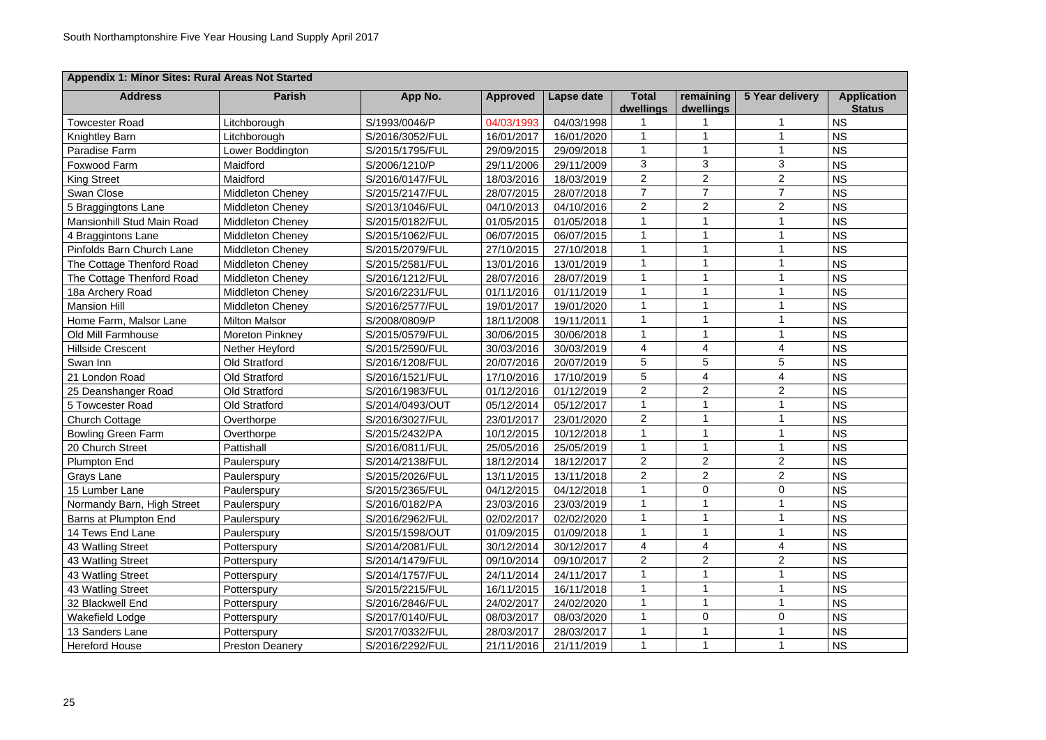| Appendix 1: Minor Sites: Rural Areas Not Started | | | | | | | | |
|---|---|---|---|---|---|---|---|---|
| **Address** | **Parish** | **App No.** | **Approved** | **Lapse date** | **Total dwellings** | **remaining dwellings** | **5 Year delivery** | **Application Status** |
| Towcester Road | Litchborough | S/1993/0046/P | 04/03/1993 | 04/03/1998 | 1 | 1 | 1 | NS |
| Knightley Barn | Litchborough | S/2016/3052/FUL | 16/01/2017 | 16/01/2020 | 1 | 1 | 1 | NS |
| Paradise Farm | Lower Boddington | S/2015/1795/FUL | 29/09/2015 | 29/09/2018 | 1 | 1 | 1 | NS |
| Foxwood Farm | Maidford | S/2006/1210/P | 29/11/2006 | 29/11/2009 | 3 | 3 | 3 | NS |
| King Street | Maidford | S/2016/0147/FUL | 18/03/2016 | 18/03/2019 | 2 | 2 | 2 | NS |
| Swan Close | Middleton Cheney | S/2015/2147/FUL | 28/07/2015 | 28/07/2018 | 7 | 7 | 7 | NS |
| 5 Braggingtons Lane | Middleton Cheney | S/2013/1046/FUL | 04/10/2013 | 04/10/2016 | 2 | 2 | 2 | NS |
| Mansionhill Stud Main Road | Middleton Cheney | S/2015/0182/FUL | 01/05/2015 | 01/05/2018 | 1 | 1 | 1 | NS |
| 4 Braggintons Lane | Middleton Cheney | S/2015/1062/FUL | 06/07/2015 | 06/07/2015 | 1 | 1 | 1 | NS |
| Pinfolds Barn Church Lane | Middleton Cheney | S/2015/2079/FUL | 27/10/2015 | 27/10/2018 | 1 | 1 | 1 | NS |
| The Cottage Thenford Road | Middleton Cheney | S/2015/2581/FUL | 13/01/2016 | 13/01/2019 | 1 | 1 | 1 | NS |
| The Cottage Thenford Road | Middleton Cheney | S/2016/1212/FUL | 28/07/2016 | 28/07/2019 | 1 | 1 | 1 | NS |
| 18a Archery Road | Middleton Cheney | S/2016/2231/FUL | 01/11/2016 | 01/11/2019 | 1 | 1 | 1 | NS |
| Mansion Hill | Middleton Cheney | S/2016/2577/FUL | 19/01/2017 | 19/01/2020 | 1 | 1 | 1 | NS |
| Home Farm, Malsor Lane | Milton Malsor | S/2008/0809/P | 18/11/2008 | 19/11/2011 | 1 | 1 | 1 | NS |
| Old Mill Farmhouse | Moreton Pinkney | S/2015/0579/FUL | 30/06/2015 | 30/06/2018 | 1 | 1 | 1 | NS |
| Hillside Crescent | Nether Heyford | S/2015/2590/FUL | 30/03/2016 | 30/03/2019 | 4 | 4 | 4 | NS |
| Swan Inn | Old Stratford | S/2016/1208/FUL | 20/07/2016 | 20/07/2019 | 5 | 5 | 5 | NS |
| 21 London Road | Old Stratford | S/2016/1521/FUL | 17/10/2016 | 17/10/2019 | 5 | 4 | 4 | NS |
| 25 Deanshanger Road | Old Stratford | S/2016/1983/FUL | 01/12/2016 | 01/12/2019 | 2 | 2 | 2 | NS |
| 5 Towcester Road | Old Stratford | S/2014/0493/OUT | 05/12/2014 | 05/12/2017 | 1 | 1 | 1 | NS |
| Church Cottage | Overthorpe | S/2016/3027/FUL | 23/01/2017 | 23/01/2020 | 2 | 1 | 1 | NS |
| Bowling Green Farm | Overthorpe | S/2015/2432/PA | 10/12/2015 | 10/12/2018 | 1 | 1 | 1 | NS |
| 20 Church Street | Pattishall | S/2016/0811/FUL | 25/05/2016 | 25/05/2019 | 1 | 1 | 1 | NS |
| Plumpton End | Paulerspury | S/2014/2138/FUL | 18/12/2014 | 18/12/2017 | 2 | 2 | 2 | NS |
| Grays Lane | Paulerspury | S/2015/2026/FUL | 13/11/2015 | 13/11/2018 | 2 | 2 | 2 | NS |
| 15 Lumber Lane | Paulerspury | S/2015/2365/FUL | 04/12/2015 | 04/12/2018 | 1 | 0 | 0 | NS |
| Normandy Barn, High Street | Paulerspury | S/2016/0182/PA | 23/03/2016 | 23/03/2019 | 1 | 1 | 1 | NS |
| Barns at Plumpton End | Paulerspury | S/2016/2962/FUL | 02/02/2017 | 02/02/2020 | 1 | 1 | 1 | NS |
| 14 Tews End Lane | Paulerspury | S/2015/1598/OUT | 01/09/2015 | 01/09/2018 | 1 | 1 | 1 | NS |
| 43 Watling Street | Potterspury | S/2014/2081/FUL | 30/12/2014 | 30/12/2017 | 4 | 4 | 4 | NS |
| 43 Watling Street | Potterspury | S/2014/1479/FUL | 09/10/2014 | 09/10/2017 | 2 | 2 | 2 | NS |
| 43 Watling Street | Potterspury | S/2014/1757/FUL | 24/11/2014 | 24/11/2017 | 1 | 1 | 1 | NS |
| 43 Watling Street | Potterspury | S/2015/2215/FUL | 16/11/2015 | 16/11/2018 | 1 | 1 | 1 | NS |
| 32 Blackwell End | Potterspury | S/2016/2846/FUL | 24/02/2017 | 24/02/2020 | 1 | 1 | 1 | NS |
| Wakefield Lodge | Potterspury | S/2017/0140/FUL | 08/03/2017 | 08/03/2020 | 1 | 0 | 0 | NS |
| 13 Sanders Lane | Potterspury | S/2017/0332/FUL | 28/03/2017 | 28/03/2017 | 1 | 1 | 1 | NS |
| Hereford House | Preston Deanery | S/2016/2292/FUL | 21/11/2016 | 21/11/2019 | 1 | 1 | 1 | NS |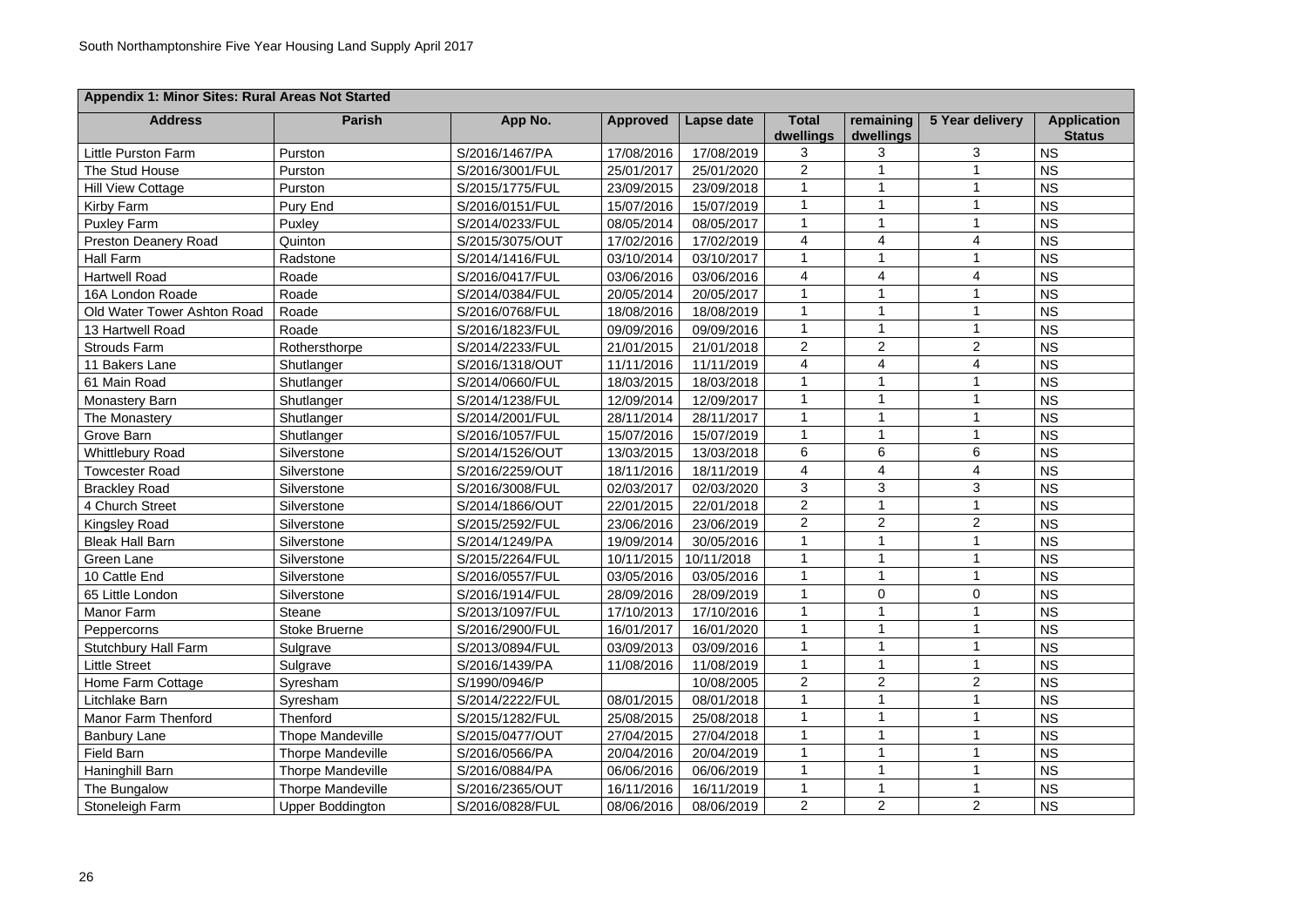| Appendix 1: Minor Sites: Rural Areas Not Started | | | | | | | | |
|---|---|---|---|---|---|---|---|---|
| **Address** | **Parish** | **App No.** | **Approved** | **Lapse date** | **Total dwellings** | **remaining dwellings** | **5 Year delivery** | **Application Status** |
| Little Purston Farm | Purston | S/2016/1467/PA | 17/08/2016 | 17/08/2019 | 3 | 3 | 3 | NS |
| The Stud House | Purston | S/2016/3001/FUL | 25/01/2017 | 25/01/2020 | 2 | 1 | 1 | NS |
| Hill View Cottage | Purston | S/2015/1775/FUL | 23/09/2015 | 23/09/2018 | 1 | 1 | 1 | NS |
| Kirby Farm | Pury End | S/2016/0151/FUL | 15/07/2016 | 15/07/2019 | 1 | 1 | 1 | NS |
| Puxley Farm | Puxley | S/2014/0233/FUL | 08/05/2014 | 08/05/2017 | 1 | 1 | 1 | NS |
| Preston Deanery Road | Quinton | S/2015/3075/OUT | 17/02/2016 | 17/02/2019 | 4 | 4 | 4 | NS |
| Hall Farm | Radstone | S/2014/1416/FUL | 03/10/2014 | 03/10/2017 | 1 | 1 | 1 | NS |
| Hartwell Road | Roade | S/2016/0417/FUL | 03/06/2016 | 03/06/2016 | 4 | 4 | 4 | NS |
| 16A London Roade | Roade | S/2014/0384/FUL | 20/05/2014 | 20/05/2017 | 1 | 1 | 1 | NS |
| Old Water Tower Ashton Road | Roade | S/2016/0768/FUL | 18/08/2016 | 18/08/2019 | 1 | 1 | 1 | NS |
| 13 Hartwell Road | Roade | S/2016/1823/FUL | 09/09/2016 | 09/09/2016 | 1 | 1 | 1 | NS |
| Strouds Farm | Rothersthorpe | S/2014/2233/FUL | 21/01/2015 | 21/01/2018 | 2 | 2 | 2 | NS |
| 11 Bakers Lane | Shutlanger | S/2016/1318/OUT | 11/11/2016 | 11/11/2019 | 4 | 4 | 4 | NS |
| 61 Main Road | Shutlanger | S/2014/0660/FUL | 18/03/2015 | 18/03/2018 | 1 | 1 | 1 | NS |
| Monastery Barn | Shutlanger | S/2014/1238/FUL | 12/09/2014 | 12/09/2017 | 1 | 1 | 1 | NS |
| The Monastery | Shutlanger | S/2014/2001/FUL | 28/11/2014 | 28/11/2017 | 1 | 1 | 1 | NS |
| Grove Barn | Shutlanger | S/2016/1057/FUL | 15/07/2016 | 15/07/2019 | 1 | 1 | 1 | NS |
| Whittlebury Road | Silverstone | S/2014/1526/OUT | 13/03/2015 | 13/03/2018 | 6 | 6 | 6 | NS |
| Towcester Road | Silverstone | S/2016/2259/OUT | 18/11/2016 | 18/11/2019 | 4 | 4 | 4 | NS |
| Brackley Road | Silverstone | S/2016/3008/FUL | 02/03/2017 | 02/03/2020 | 3 | 3 | 3 | NS |
| 4 Church Street | Silverstone | S/2014/1866/OUT | 22/01/2015 | 22/01/2018 | 2 | 1 | 1 | NS |
| Kingsley Road | Silverstone | S/2015/2592/FUL | 23/06/2016 | 23/06/2019 | 2 | 2 | 2 | NS |
| Bleak Hall Barn | Silverstone | S/2014/1249/PA | 19/09/2014 | 30/05/2016 | 1 | 1 | 1 | NS |
| Green Lane | Silverstone | S/2015/2264/FUL | 10/11/2015 | 10/11/2018 | 1 | 1 | 1 | NS |
| 10 Cattle End | Silverstone | S/2016/0557/FUL | 03/05/2016 | 03/05/2016 | 1 | 1 | 1 | NS |
| 65 Little London | Silverstone | S/2016/1914/FUL | 28/09/2016 | 28/09/2019 | 1 | 0 | 0 | NS |
| Manor Farm | Steane | S/2013/1097/FUL | 17/10/2013 | 17/10/2016 | 1 | 1 | 1 | NS |
| Peppercorns | Stoke Bruerne | S/2016/2900/FUL | 16/01/2017 | 16/01/2020 | 1 | 1 | 1 | NS |
| Stutchbury Hall Farm | Sulgrave | S/2013/0894/FUL | 03/09/2013 | 03/09/2016 | 1 | 1 | 1 | NS |
| Little Street | Sulgrave | S/2016/1439/PA | 11/08/2016 | 11/08/2019 | 1 | 1 | 1 | NS |
| Home Farm Cottage | Syresham | S/1990/0946/P | | 10/08/2005 | 2 | 2 | 2 | NS |
| Litchlake Barn | Syresham | S/2014/2222/FUL | 08/01/2015 | 08/01/2018 | 1 | 1 | 1 | NS |
| Manor Farm Thenford | Thenford | S/2015/1282/FUL | 25/08/2015 | 25/08/2018 | 1 | 1 | 1 | NS |
| Banbury Lane | Thope Mandeville | S/2015/0477/OUT | 27/04/2015 | 27/04/2018 | 1 | 1 | 1 | NS |
| Field Barn | Thorpe Mandeville | S/2016/0566/PA | 20/04/2016 | 20/04/2019 | 1 | 1 | 1 | NS |
| Haninghill Barn | Thorpe Mandeville | S/2016/0884/PA | 06/06/2016 | 06/06/2019 | 1 | 1 | 1 | NS |
| The Bungalow | Thorpe Mandeville | S/2016/2365/OUT | 16/11/2016 | 16/11/2019 | 1 | 1 | 1 | NS |
| Stoneleigh Farm | Upper Boddington | S/2016/0828/FUL | 08/06/2016 | 08/06/2019 | 2 | 2 | 2 | NS |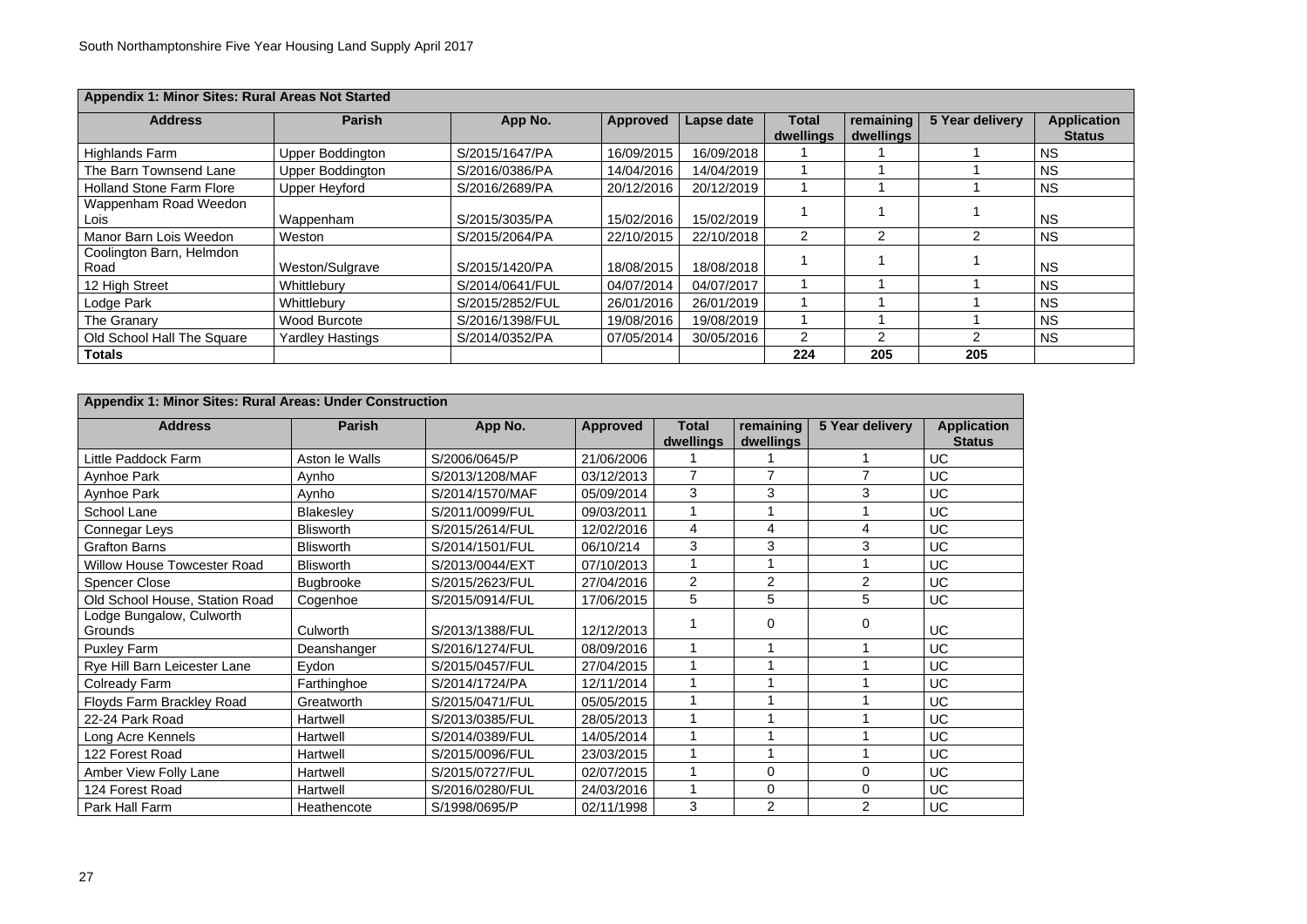| Appendix 1: Minor Sites: Rural Areas Not Started | | | | | | | | |
|---|---|---|---|---|---|---|---|---|
| **Address** | **Parish** | **App No.** | **Approved** | **Lapse date** | **Total dwellings** | **remaining dwellings** | **5 Year delivery** | **Application Status** |
| Highlands Farm | Upper Boddington | S/2015/1647/PA | 16/09/2015 | 16/09/2018 | 1 | 1 | 1 | NS |
| The Barn Townsend Lane | Upper Boddington | S/2016/0386/PA | 14/04/2016 | 14/04/2019 | 1 | 1 | 1 | NS |
| Holland Stone Farm Flore | Upper Heyford | S/2016/2689/PA | 20/12/2016 | 20/12/2019 | 1 | 1 | 1 | NS |
| Wappenham Road Weedon Lois | Wappenham | S/2015/3035/PA | 15/02/2016 | 15/02/2019 | 1 | 1 | 1 | NS |
| Manor Barn Lois Weedon | Weston | S/2015/2064/PA | 22/10/2015 | 22/10/2018 | 2 | 2 | 2 | NS |
| Coolington Barn, Helmdon Road | Weston/Sulgrave | S/2015/1420/PA | 18/08/2015 | 18/08/2018 | 1 | 1 | 1 | NS |
| 12 High Street | Whittlebury | S/2014/0641/FUL | 04/07/2014 | 04/07/2017 | 1 | 1 | 1 | NS |
| Lodge Park | Whittlebury | S/2015/2852/FUL | 26/01/2016 | 26/01/2019 | 1 | 1 | 1 | NS |
| The Granary | Wood Burcote | S/2016/1398/FUL | 19/08/2016 | 19/08/2019 | 1 | 1 | 1 | NS |
| Old School Hall The Square | Yardley Hastings | S/2014/0352/PA | 07/05/2014 | 30/05/2016 | 2 | 2 | 2 | NS |
| **Totals** | | | | | **224** | **205** | **205** | |

| Appendix 1: Minor Sites: Rural Areas: Under Construction | | | | | | | |
|---|---|---|---|---|---|---|---|
| **Address** | **Parish** | **App No.** | **Approved** | **Total dwellings** | **remaining dwellings** | **5 Year delivery** | **Application Status** |
| Little Paddock Farm | Aston le Walls | S/2006/0645/P | 21/06/2006 | 1 | 1 | 1 | UC |
| Aynhoe Park | Aynho | S/2013/1208/MAF | 03/12/2013 | 7 | 7 | 7 | UC |
| Aynhoe Park | Aynho | S/2014/1570/MAF | 05/09/2014 | 3 | 3 | 3 | UC |
| School Lane | Blakesley | S/2011/0099/FUL | 09/03/2011 | 1 | 1 | 1 | UC |
| Connegar Leys | Blisworth | S/2015/2614/FUL | 12/02/2016 | 4 | 4 | 4 | UC |
| Grafton Barns | Blisworth | S/2014/1501/FUL | 06/10/214 | 3 | 3 | 3 | UC |
| Willow House Towcester Road | Blisworth | S/2013/0044/EXT | 07/10/2013 | 1 | 1 | 1 | UC |
| Spencer Close | Bugbrooke | S/2015/2623/FUL | 27/04/2016 | 2 | 2 | 2 | UC |
| Old School House, Station Road | Cogenhoe | S/2015/0914/FUL | 17/06/2015 | 5 | 5 | 5 | UC |
| Lodge Bungalow, Culworth Grounds | Culworth | S/2013/1388/FUL | 12/12/2013 | 1 | 0 | 0 | UC |
| Puxley Farm | Deanshanger | S/2016/1274/FUL | 08/09/2016 | 1 | 1 | 1 | UC |
| Rye Hill Barn Leicester Lane | Eydon | S/2015/0457/FUL | 27/04/2015 | 1 | 1 | 1 | UC |
| Colready Farm | Farthinghoe | S/2014/1724/PA | 12/11/2014 | 1 | 1 | 1 | UC |
| Floyds Farm Brackley Road | Greatworth | S/2015/0471/FUL | 05/05/2015 | 1 | 1 | 1 | UC |
| 22-24 Park Road | Hartwell | S/2013/0385/FUL | 28/05/2013 | 1 | 1 | 1 | UC |
| Long Acre Kennels | Hartwell | S/2014/0389/FUL | 14/05/2014 | 1 | 1 | 1 | UC |
| 122 Forest Road | Hartwell | S/2015/0096/FUL | 23/03/2015 | 1 | 1 | 1 | UC |
| Amber View Folly Lane | Hartwell | S/2015/0727/FUL | 02/07/2015 | 1 | 0 | 0 | UC |
| 124 Forest Road | Hartwell | S/2016/0280/FUL | 24/03/2016 | 1 | 0 | 0 | UC |
| Park Hall Farm | Heathencote | S/1998/0695/P | 02/11/1998 | 3 | 2 | 2 | UC |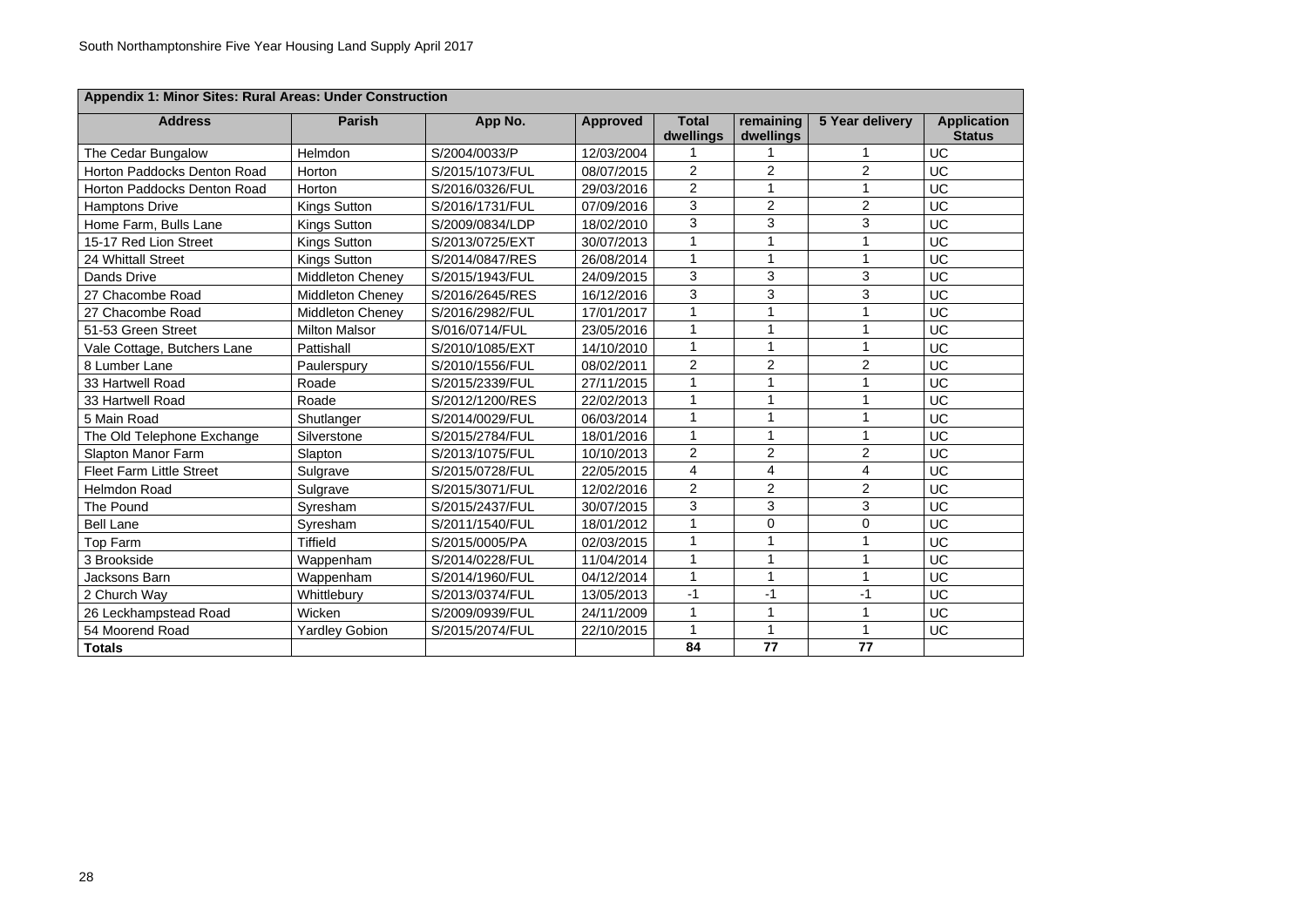## Appendix 1: Minor Sites: Rural Areas: Under Construction

| Address | Parish | App No. | Approved | Total dwellings | remaining dwellings | 5 Year delivery | Application Status |
|---|---|---|---|---|---|---|---|
| The Cedar Bungalow | Helmdon | S/2004/0033/P | 12/03/2004 | 1 | 1 | 1 | UC |
| Horton Paddocks Denton Road | Horton | S/2015/1073/FUL | 08/07/2015 | 2 | 2 | 2 | UC |
| Horton Paddocks Denton Road | Horton | S/2016/0326/FUL | 29/03/2016 | 2 | 1 | 1 | UC |
| Hamptons Drive | Kings Sutton | S/2016/1731/FUL | 07/09/2016 | 3 | 2 | 2 | UC |
| Home Farm, Bulls Lane | Kings Sutton | S/2009/0834/LDP | 18/02/2010 | 3 | 3 | 3 | UC |
| 15-17 Red Lion Street | Kings Sutton | S/2013/0725/EXT | 30/07/2013 | 1 | 1 | 1 | UC |
| 24 Whittall Street | Kings Sutton | S/2014/0847/RES | 26/08/2014 | 1 | 1 | 1 | UC |
| Dands Drive | Middleton Cheney | S/2015/1943/FUL | 24/09/2015 | 3 | 3 | 3 | UC |
| 27 Chacombe Road | Middleton Cheney | S/2016/2645/RES | 16/12/2016 | 3 | 3 | 3 | UC |
| 27 Chacombe Road | Middleton Cheney | S/2016/2982/FUL | 17/01/2017 | 1 | 1 | 1 | UC |
| 51-53 Green Street | Milton Malsor | S/016/0714/FUL | 23/05/2016 | 1 | 1 | 1 | UC |
| Vale Cottage, Butchers Lane | Pattishall | S/2010/1085/EXT | 14/10/2010 | 1 | 1 | 1 | UC |
| 8 Lumber Lane | Paulerspury | S/2010/1556/FUL | 08/02/2011 | 2 | 2 | 2 | UC |
| 33 Hartwell Road | Roade | S/2015/2339/FUL | 27/11/2015 | 1 | 1 | 1 | UC |
| 33 Hartwell Road | Roade | S/2012/1200/RES | 22/02/2013 | 1 | 1 | 1 | UC |
| 5 Main Road | Shutlanger | S/2014/0029/FUL | 06/03/2014 | 1 | 1 | 1 | UC |
| The Old Telephone Exchange | Silverstone | S/2015/2784/FUL | 18/01/2016 | 1 | 1 | 1 | UC |
| Slapton Manor Farm | Slapton | S/2013/1075/FUL | 10/10/2013 | 2 | 2 | 2 | UC |
| Fleet Farm Little Street | Sulgrave | S/2015/0728/FUL | 22/05/2015 | 4 | 4 | 4 | UC |
| Helmdon Road | Sulgrave | S/2015/3071/FUL | 12/02/2016 | 2 | 2 | 2 | UC |
| The Pound | Syresham | S/2015/2437/FUL | 30/07/2015 | 3 | 3 | 3 | UC |
| Bell Lane | Syresham | S/2011/1540/FUL | 18/01/2012 | 1 | 0 | 0 | UC |
| Top Farm | Tiffield | S/2015/0005/PA | 02/03/2015 | 1 | 1 | 1 | UC |
| 3 Brookside | Wappenham | S/2014/0228/FUL | 11/04/2014 | 1 | 1 | 1 | UC |
| Jacksons Barn | Wappenham | S/2014/1960/FUL | 04/12/2014 | 1 | 1 | 1 | UC |
| 2 Church Way | Whittlebury | S/2013/0374/FUL | 13/05/2013 | -1 | -1 | -1 | UC |
| 26 Leckhampstead Road | Wicken | S/2009/0939/FUL | 24/11/2009 | 1 | 1 | 1 | UC |
| 54 Moorend Road | Yardley Gobion | S/2015/2074/FUL | 22/10/2015 | 1 | 1 | 1 | UC |
| **Totals** | | | | **84** | **77** | **77** | |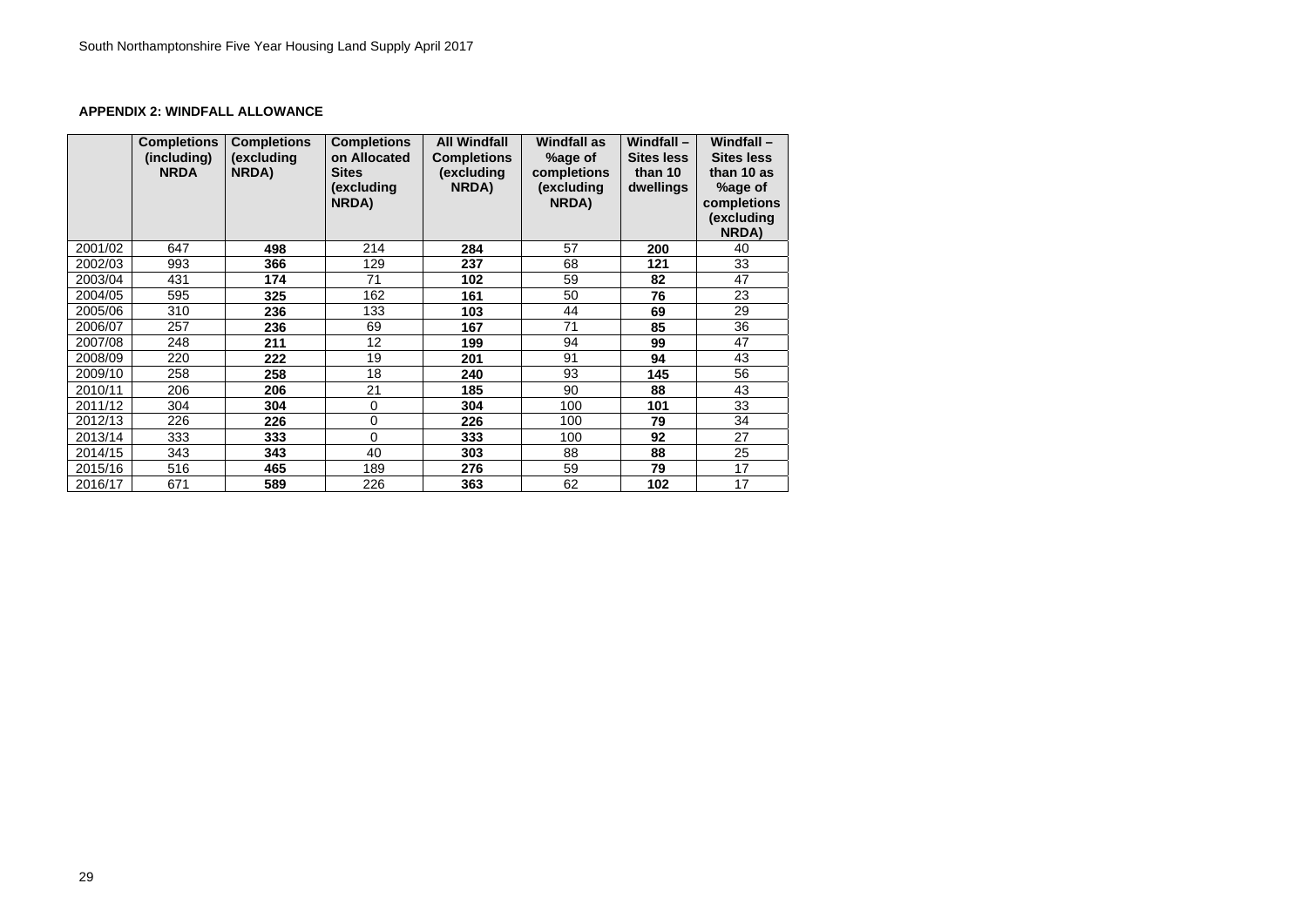### APPENDIX 2: WINDFALL ALLOWANCE

| | Completions (including) NRDA | Completions (excluding NRDA) | Completions on Allocated Sites (excluding NRDA) | All Windfall Completions (excluding NRDA) | Windfall as %age of completions (excluding NRDA) | Windfall – Sites less than 10 dwellings | Windfall – Sites less than 10 as %age of completions (excluding NRDA) |
|---|---|---|---|---|---|---|---|
| 2001/02 | 647 | **498** | 214 | **284** | 57 | **200** | 40 |
| 2002/03 | 993 | **366** | 129 | **237** | 68 | **121** | 33 |
| 2003/04 | 431 | **174** | 71 | **102** | 59 | **82** | 47 |
| 2004/05 | 595 | **325** | 162 | **161** | 50 | **76** | 23 |
| 2005/06 | 310 | **236** | 133 | **103** | 44 | **69** | 29 |
| 2006/07 | 257 | **236** | 69 | **167** | 71 | **85** | 36 |
| 2007/08 | 248 | **211** | 12 | **199** | 94 | **99** | 47 |
| 2008/09 | 220 | **222** | 19 | **201** | 91 | **94** | 43 |
| 2009/10 | 258 | **258** | 18 | **240** | 93 | **145** | 56 |
| 2010/11 | 206 | **206** | 21 | **185** | 90 | **88** | 43 |
| 2011/12 | 304 | **304** | 0 | **304** | 100 | **101** | 33 |
| 2012/13 | 226 | **226** | 0 | **226** | 100 | **79** | 34 |
| 2013/14 | 333 | **333** | 0 | **333** | 100 | **92** | 27 |
| 2014/15 | 343 | **343** | 40 | **303** | 88 | **88** | 25 |
| 2015/16 | 516 | **465** | 189 | **276** | 59 | **79** | 17 |
| 2016/17 | 671 | **589** | 226 | **363** | 62 | **102** | 17 |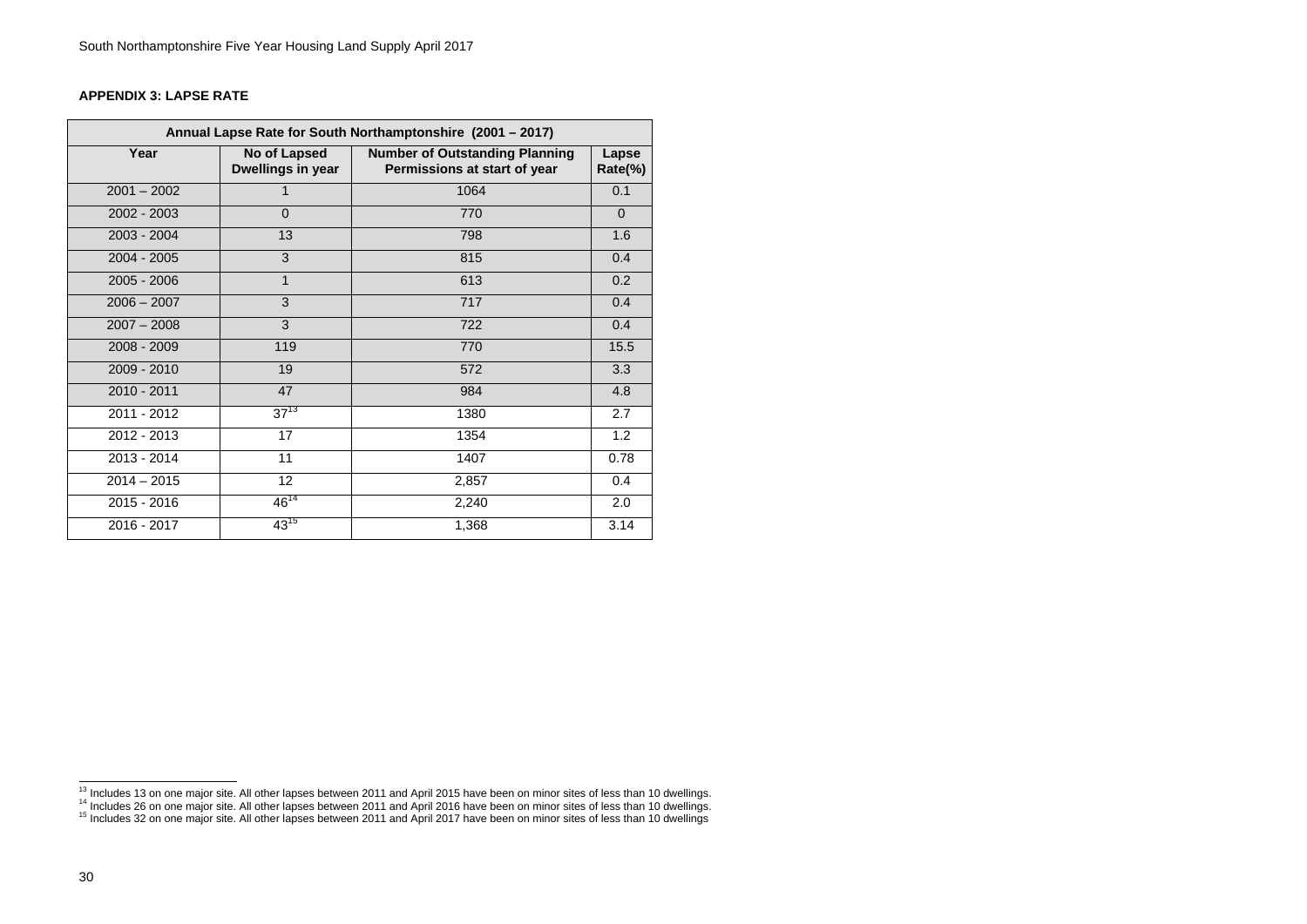## APPENDIX 3: LAPSE RATE

| Annual Lapse Rate for South Northamptonshire (2001 – 2017) | | | |
|---|---|---|---|
| **Year** | **No of Lapsed Dwellings in year** | **Number of Outstanding Planning Permissions at start of year** | **Lapse Rate(%)** |
| 2001 – 2002 | 1 | 1064 | 0.1 |
| 2002 - 2003 | 0 | 770 | 0 |
| 2003 - 2004 | 13 | 798 | 1.6 |
| 2004 - 2005 | 3 | 815 | 0.4 |
| 2005 - 2006 | 1 | 613 | 0.2 |
| 2006 – 2007 | 3 | 717 | 0.4 |
| 2007 – 2008 | 3 | 722 | 0.4 |
| 2008 - 2009 | 119 | 770 | 15.5 |
| 2009 - 2010 | 19 | 572 | 3.3 |
| 2010 - 2011 | 47 | 984 | 4.8 |
| 2011 - 2012 | 37[13] | 1380 | 2.7 |
| 2012 - 2013 | 17 | 1354 | 1.2 |
| 2013 - 2014 | 11 | 1407 | 0.78 |
| 2014 – 2015 | 12 | 2,857 | 0.4 |
| 2015 - 2016 | 46[14] | 2,240 | 2.0 |
| 2016 - 2017 | 43[15] | 1,368 | 3.14 |

[13] Includes 13 on one major site. All other lapses between 2011 and April 2015 have been on minor sites of less than 10 dwellings.
[14] Includes 26 on one major site. All other lapses between 2011 and April 2016 have been on minor sites of less than 10 dwellings.
[15] Includes 32 on one major site. All other lapses between 2011 and April 2017 have been on minor sites of less than 10 dwellings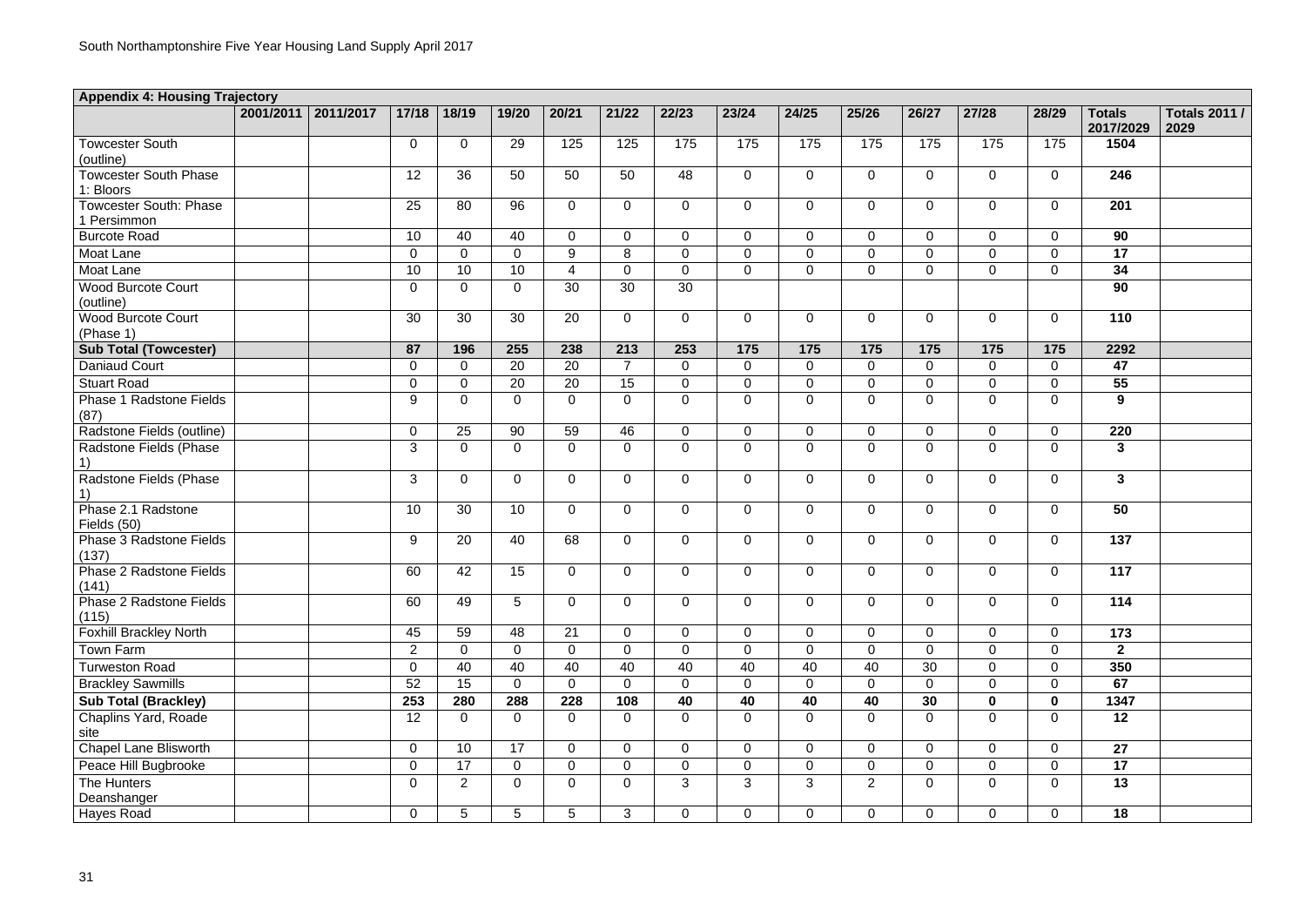| Appendix 4: Housing Trajectory | | | | | | | | | | | | | | | | |
|---|---|---|---|---|---|---|---|---|---|---|---|---|---|---|---|---|
| | 2001/2011 | 2011/2017 | 17/18 | 18/19 | 19/20 | 20/21 | 21/22 | 22/23 | 23/24 | 24/25 | 25/26 | 26/27 | 27/28 | 28/29 | Totals 2017/2029 | Totals 2011 / 2029 |
| Towcester South (outline) | | | 0 | 0 | 29 | 125 | 125 | 175 | 175 | 175 | 175 | 175 | 175 | 175 | **1504** | |
| Towcester South Phase 1: Bloors | | | 12 | 36 | 50 | 50 | 50 | 48 | 0 | 0 | 0 | 0 | 0 | 0 | **246** | |
| Towcester South: Phase 1 Persimmon | | | 25 | 80 | 96 | 0 | 0 | 0 | 0 | 0 | 0 | 0 | 0 | 0 | **201** | |
| Burcote Road | | | 10 | 40 | 40 | 0 | 0 | 0 | 0 | 0 | 0 | 0 | 0 | 0 | **90** | |
| Moat Lane | | | 0 | 0 | 0 | 9 | 8 | 0 | 0 | 0 | 0 | 0 | 0 | 0 | **17** | |
| Moat Lane | | | 10 | 10 | 10 | 4 | 0 | 0 | 0 | 0 | 0 | 0 | 0 | 0 | **34** | |
| Wood Burcote Court (outline) | | | 0 | 0 | 0 | 30 | 30 | 30 | | | | | | | **90** | |
| Wood Burcote Court (Phase 1) | | | 30 | 30 | 30 | 20 | 0 | 0 | 0 | 0 | 0 | 0 | 0 | 0 | **110** | |
| **Sub Total (Towcester)** | | | **87** | **196** | **255** | **238** | **213** | **253** | **175** | **175** | **175** | **175** | **175** | **175** | **2292** | |
| Daniaud Court | | | 0 | 0 | 20 | 20 | 7 | 0 | 0 | 0 | 0 | 0 | 0 | 0 | **47** | |
| Stuart Road | | | 0 | 0 | 20 | 20 | 15 | 0 | 0 | 0 | 0 | 0 | 0 | 0 | **55** | |
| Phase 1 Radstone Fields (87) | | | 9 | 0 | 0 | 0 | 0 | 0 | 0 | 0 | 0 | 0 | 0 | 0 | **9** | |
| Radstone Fields (outline) | | | 0 | 25 | 90 | 59 | 46 | 0 | 0 | 0 | 0 | 0 | 0 | 0 | **220** | |
| Radstone Fields (Phase 1) | | | 3 | 0 | 0 | 0 | 0 | 0 | 0 | 0 | 0 | 0 | 0 | 0 | **3** | |
| Radstone Fields (Phase 1) | | | 3 | 0 | 0 | 0 | 0 | 0 | 0 | 0 | 0 | 0 | 0 | 0 | **3** | |
| Phase 2.1 Radstone Fields (50) | | | 10 | 30 | 10 | 0 | 0 | 0 | 0 | 0 | 0 | 0 | 0 | 0 | **50** | |
| Phase 3 Radstone Fields (137) | | | 9 | 20 | 40 | 68 | 0 | 0 | 0 | 0 | 0 | 0 | 0 | 0 | **137** | |
| Phase 2 Radstone Fields (141) | | | 60 | 42 | 15 | 0 | 0 | 0 | 0 | 0 | 0 | 0 | 0 | 0 | **117** | |
| Phase 2 Radstone Fields (115) | | | 60 | 49 | 5 | 0 | 0 | 0 | 0 | 0 | 0 | 0 | 0 | 0 | **114** | |
| Foxhill Brackley North | | | 45 | 59 | 48 | 21 | 0 | 0 | 0 | 0 | 0 | 0 | 0 | 0 | **173** | |
| Town Farm | | | 2 | 0 | 0 | 0 | 0 | 0 | 0 | 0 | 0 | 0 | 0 | 0 | **2** | |
| Turweston Road | | | 0 | 40 | 40 | 40 | 40 | 40 | 40 | 40 | 40 | 30 | 0 | 0 | **350** | |
| Brackley Sawmills | | | 52 | 15 | 0 | 0 | 0 | 0 | 0 | 0 | 0 | 0 | 0 | 0 | **67** | |
| **Sub Total (Brackley)** | | | **253** | **280** | **288** | **228** | **108** | **40** | **40** | **40** | **40** | **30** | **0** | **0** | **1347** | |
| Chaplins Yard, Roade site | | | 12 | 0 | 0 | 0 | 0 | 0 | 0 | 0 | 0 | 0 | 0 | 0 | **12** | |
| Chapel Lane Blisworth | | | 0 | 10 | 17 | 0 | 0 | 0 | 0 | 0 | 0 | 0 | 0 | 0 | **27** | |
| Peace Hill Bugbrooke | | | 0 | 17 | 0 | 0 | 0 | 0 | 0 | 0 | 0 | 0 | 0 | 0 | **17** | |
| The Hunters Deanshanger | | | 0 | 2 | 0 | 0 | 0 | 3 | 3 | 3 | 2 | 0 | 0 | 0 | **13** | |
| Hayes Road | | | 0 | 5 | 5 | 5 | 3 | 0 | 0 | 0 | 0 | 0 | 0 | 0 | **18** | |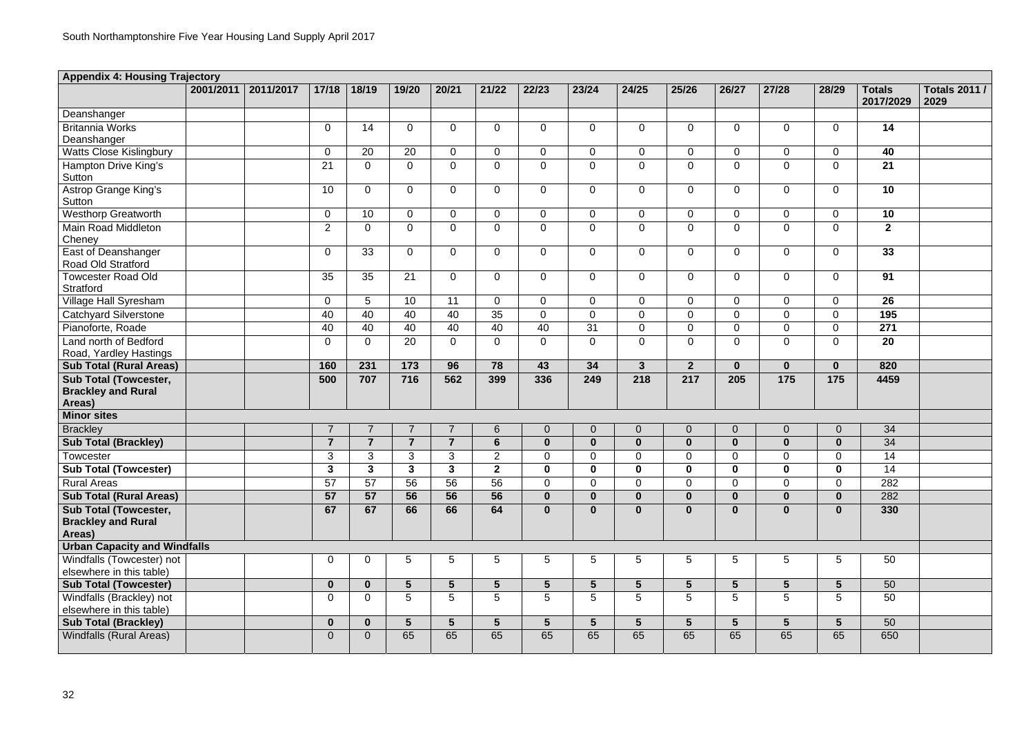| Appendix 4: Housing Trajectory | | | | | | | | | | | | | | | | |
|---|---|---|---|---|---|---|---|---|---|---|---|---|---|---|---|---|
| | 2001/2011 | 2011/2017 | 17/18 | 18/19 | 19/20 | 20/21 | 21/22 | 22/23 | 23/24 | 24/25 | 25/26 | 26/27 | 27/28 | 28/29 | Totals 2017/2029 | Totals 2011 / 2029 |
| Deanshanger | | | | | | | | | | | | | | | | |
| Britannia Works Deanshanger | | | 0 | 14 | 0 | 0 | 0 | 0 | 0 | 0 | 0 | 0 | 0 | 0 | **14** | |
| Watts Close Kislingbury | | | 0 | 20 | 20 | 0 | 0 | 0 | 0 | 0 | 0 | 0 | 0 | 0 | **40** | |
| Hampton Drive King's Sutton | | | 21 | 0 | 0 | 0 | 0 | 0 | 0 | 0 | 0 | 0 | 0 | 0 | **21** | |
| Astrop Grange King's Sutton | | | 10 | 0 | 0 | 0 | 0 | 0 | 0 | 0 | 0 | 0 | 0 | 0 | **10** | |
| Westhorp Greatworth | | | 0 | 10 | 0 | 0 | 0 | 0 | 0 | 0 | 0 | 0 | 0 | 0 | **10** | |
| Main Road Middleton Cheney | | | 2 | 0 | 0 | 0 | 0 | 0 | 0 | 0 | 0 | 0 | 0 | 0 | **2** | |
| East of Deanshanger Road Old Stratford | | | 0 | 33 | 0 | 0 | 0 | 0 | 0 | 0 | 0 | 0 | 0 | 0 | **33** | |
| Towcester Road Old Stratford | | | 35 | 35 | 21 | 0 | 0 | 0 | 0 | 0 | 0 | 0 | 0 | 0 | **91** | |
| Village Hall Syresham | | | 0 | 5 | 10 | 11 | 0 | 0 | 0 | 0 | 0 | 0 | 0 | 0 | **26** | |
| Catchyard Silverstone | | | 40 | 40 | 40 | 40 | 35 | 0 | 0 | 0 | 0 | 0 | 0 | 0 | **195** | |
| Pianoforte, Roade | | | 40 | 40 | 40 | 40 | 40 | 40 | 31 | 0 | 0 | 0 | 0 | 0 | **271** | |
| Land north of Bedford Road, Yardley Hastings | | | 0 | 0 | 20 | 0 | 0 | 0 | 0 | 0 | 0 | 0 | 0 | 0 | **20** | |
| **Sub Total (Rural Areas)** | | | **160** | **231** | **173** | **96** | **78** | **43** | **34** | **3** | **2** | **0** | **0** | **0** | **820** | |
| **Sub Total (Towcester, Brackley and Rural Areas)** | | | **500** | **707** | **716** | **562** | **399** | **336** | **249** | **218** | **217** | **205** | **175** | **175** | **4459** | |
| **Minor sites** | | | | | | | | | | | | | | | | |
| Brackley | | | 7 | 7 | 7 | 7 | 6 | 0 | 0 | 0 | 0 | 0 | 0 | 0 | 34 | |
| **Sub Total (Brackley)** | | | **7** | **7** | **7** | **7** | **6** | **0** | **0** | **0** | **0** | **0** | **0** | **0** | 34 | |
| Towcester | | | 3 | 3 | 3 | 3 | 2 | 0 | 0 | 0 | 0 | 0 | 0 | 0 | 14 | |
| **Sub Total (Towcester)** | | | **3** | **3** | **3** | **3** | **2** | **0** | **0** | **0** | **0** | **0** | **0** | **0** | 14 | |
| Rural Areas | | | 57 | 57 | 56 | 56 | 56 | 0 | 0 | 0 | 0 | 0 | 0 | 0 | 282 | |
| **Sub Total (Rural Areas)** | | | **57** | **57** | **56** | **56** | **56** | **0** | **0** | **0** | **0** | **0** | **0** | **0** | 282 | |
| **Sub Total (Towcester, Brackley and Rural Areas)** | | | **67** | **67** | **66** | **66** | **64** | **0** | **0** | **0** | **0** | **0** | **0** | **0** | **330** | |
| **Urban Capacity and Windfalls** | | | | | | | | | | | | | | | | |
| Windfalls (Towcester) not elsewhere in this table) | | | 0 | 0 | 5 | 5 | 5 | 5 | 5 | 5 | 5 | 5 | 5 | 5 | 50 | |
| **Sub Total (Towcester)** | | | **0** | **0** | **5** | **5** | **5** | **5** | **5** | **5** | **5** | **5** | **5** | **5** | 50 | |
| Windfalls (Brackley) not elsewhere in this table) | | | 0 | 0 | 5 | 5 | 5 | 5 | 5 | 5 | 5 | 5 | 5 | 5 | 50 | |
| **Sub Total (Brackley)** | | | **0** | **0** | **5** | **5** | **5** | **5** | **5** | **5** | **5** | **5** | **5** | **5** | 50 | |
| Windfalls (Rural Areas) | | | 0 | 0 | 65 | 65 | 65 | 65 | 65 | 65 | 65 | 65 | 65 | 65 | 650 | |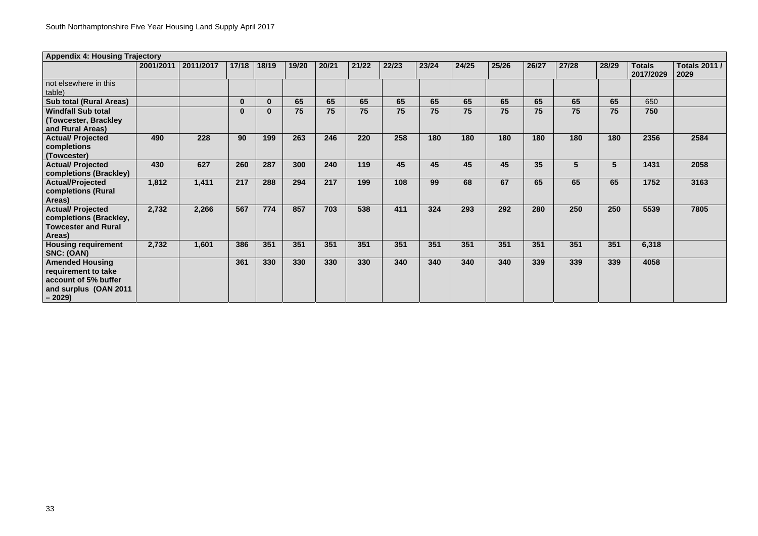**Appendix 4: Housing Trajectory**

| | 2001/2011 | 2011/2017 | 17/18 | 18/19 | 19/20 | 20/21 | 21/22 | 22/23 | 23/24 | 24/25 | 25/26 | 26/27 | 27/28 | 28/29 | Totals 2017/2029 | Totals 2011 / 2029 |
|---|---|---|---|---|---|---|---|---|---|---|---|---|---|---|---|---|
| not elsewhere in this table) | | | | | | | | | | | | | | | | |
| **Sub total (Rural Areas)** | | | **0** | **0** | **65** | **65** | **65** | **65** | **65** | **65** | **65** | **65** | **65** | **65** | 650 | |
| **Windfall Sub total (Towcester, Brackley and Rural Areas)** | | | **0** | **0** | **75** | **75** | **75** | **75** | **75** | **75** | **75** | **75** | **75** | **75** | **750** | |
| **Actual/ Projected completions (Towcester)** | **490** | **228** | **90** | **199** | **263** | **246** | **220** | **258** | **180** | **180** | **180** | **180** | **180** | **180** | **2356** | **2584** |
| **Actual/ Projected completions (Brackley)** | **430** | **627** | **260** | **287** | **300** | **240** | **119** | **45** | **45** | **45** | **45** | **35** | **5** | **5** | **1431** | **2058** |
| **Actual/Projected completions (Rural Areas)** | **1,812** | **1,411** | **217** | **288** | **294** | **217** | **199** | **108** | **99** | **68** | **67** | **65** | **65** | **65** | **1752** | **3163** |
| **Actual/ Projected completions (Brackley, Towcester and Rural Areas)** | **2,732** | **2,266** | **567** | **774** | **857** | **703** | **538** | **411** | **324** | **293** | **292** | **280** | **250** | **250** | **5539** | **7805** |
| **Housing requirement SNC: (OAN)** | **2,732** | **1,601** | **386** | **351** | **351** | **351** | **351** | **351** | **351** | **351** | **351** | **351** | **351** | **351** | **6,318** | |
| **Amended Housing requirement to take account of 5% buffer and surplus (OAN 2011 – 2029)** | | | **361** | **330** | **330** | **330** | **330** | **340** | **340** | **340** | **340** | **339** | **339** | **339** | **4058** | |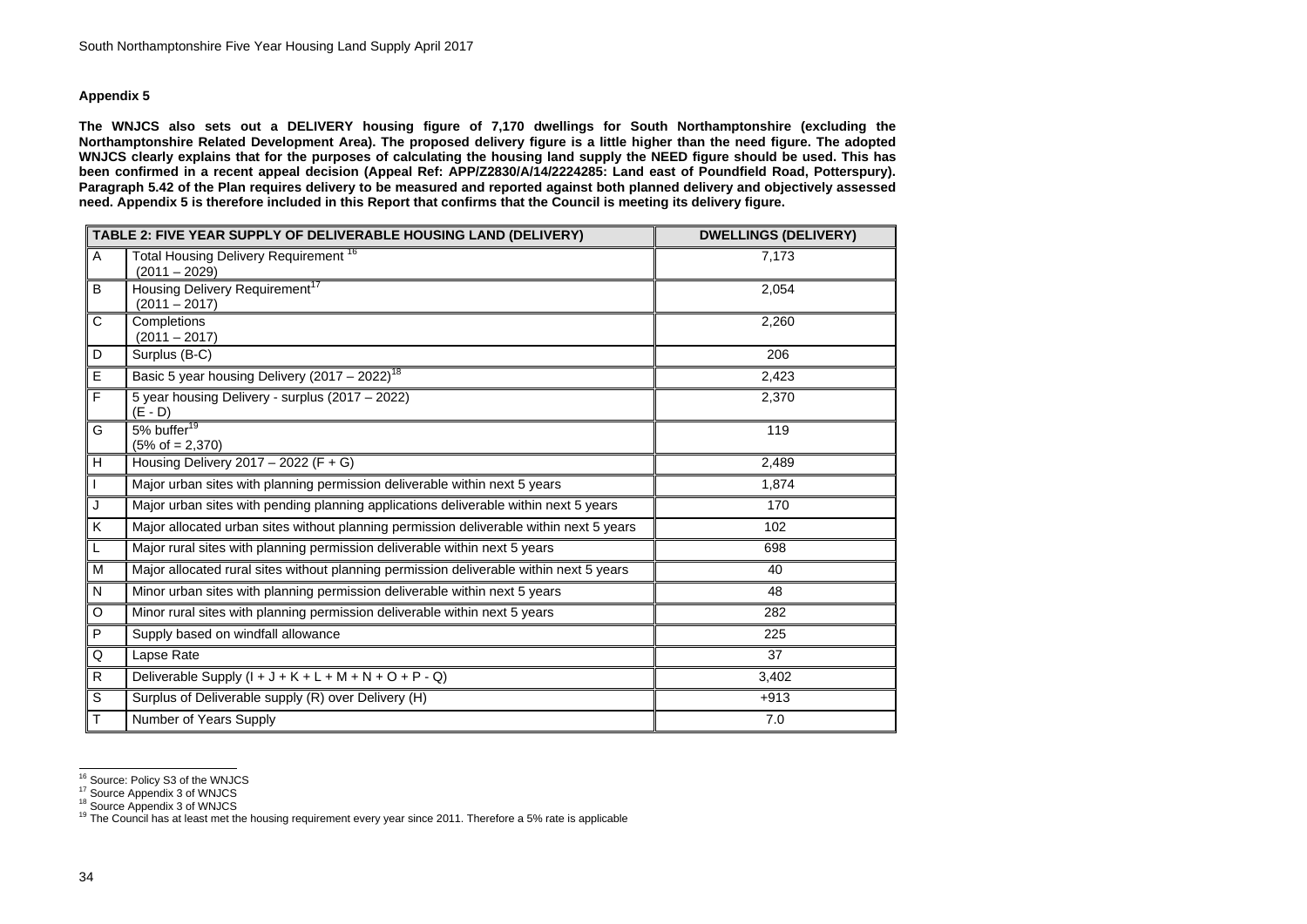## Appendix 5

**The WNJCS also sets out a DELIVERY housing figure of 7,170 dwellings for South Northamptonshire (excluding the Northamptonshire Related Development Area). The proposed delivery figure is a little higher than the need figure. The adopted WNJCS clearly explains that for the purposes of calculating the housing land supply the NEED figure should be used. This has been confirmed in a recent appeal decision (Appeal Ref: APP/Z2830/A/14/2224285: Land east of Poundfield Road, Potterspury). Paragraph 5.42 of the Plan requires delivery to be measured and reported against both planned delivery and objectively assessed need. Appendix 5 is therefore included in this Report that confirms that the Council is meeting its delivery figure.**

| | TABLE 2: FIVE YEAR SUPPLY OF DELIVERABLE HOUSING LAND (DELIVERY) | DWELLINGS (DELIVERY) |
|---|---|---|
| A | Total Housing Delivery Requirement [16] (2011 – 2029) | 7,173 |
| B | Housing Delivery Requirement[17] (2011 – 2017) | 2,054 |
| C | Completions (2011 – 2017) | 2,260 |
| D | Surplus (B-C) | 206 |
| E | Basic 5 year housing Delivery (2017 – 2022)[18] | 2,423 |
| F | 5 year housing Delivery - surplus (2017 – 2022) (E - D) | 2,370 |
| G | 5% buffer[19] (5% of = 2,370) | 119 |
| H | Housing Delivery 2017 – 2022 (F + G) | 2,489 |
| I | Major urban sites with planning permission deliverable within next 5 years | 1,874 |
| J | Major urban sites with pending planning applications deliverable within next 5 years | 170 |
| K | Major allocated urban sites without planning permission deliverable within next 5 years | 102 |
| L | Major rural sites with planning permission deliverable within next 5 years | 698 |
| M | Major allocated rural sites without planning permission deliverable within next 5 years | 40 |
| N | Minor urban sites with planning permission deliverable within next 5 years | 48 |
| O | Minor rural sites with planning permission deliverable within next 5 years | 282 |
| P | Supply based on windfall allowance | 225 |
| Q | Lapse Rate | 37 |
| R | Deliverable Supply (I + J + K + L + M + N + O + P - Q) | 3,402 |
| S | Surplus of Deliverable supply (R) over Delivery (H) | +913 |
| T | Number of Years Supply | 7.0 |

[16] Source: Policy S3 of the WNJCS
[17] Source Appendix 3 of WNJCS
[18] Source Appendix 3 of WNJCS
[19] The Council has at least met the housing requirement every year since 2011. Therefore a 5% rate is applicable